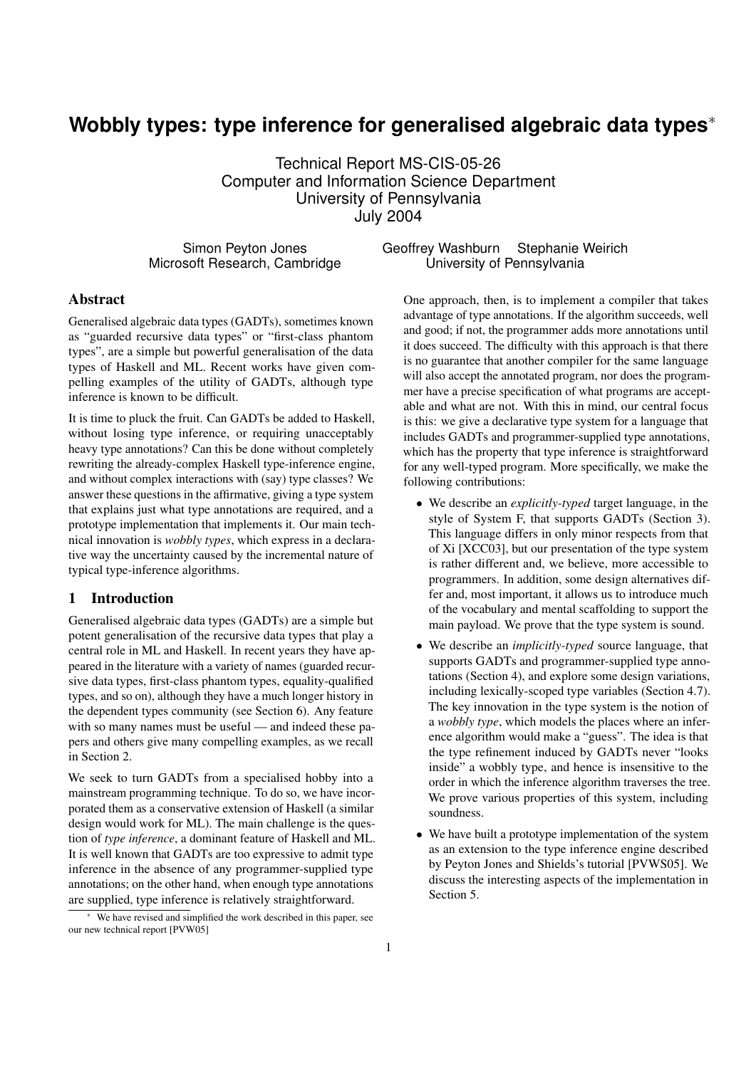# Wobbly types: type inference for generalised algebraic data types*

Technical Report MS-CIS-05-26
Computer and Information Science Department
University of Pennsylvania
July 2004

Simon Peyton Jones
Microsoft Research, Cambridge

Geoffrey Washburn Stephanie Weirich
University of Pennsylvania

## Abstract

Generalised algebraic data types (GADTs), sometimes known as "guarded recursive data types" or "first-class phantom types", are a simple but powerful generalisation of the data types of Haskell and ML. Recent works have given compelling examples of the utility of GADTs, although type inference is known to be difficult.

It is time to pluck the fruit. Can GADTs be added to Haskell, without losing type inference, or requiring unacceptably heavy type annotations? Can this be done without completely rewriting the already-complex Haskell type-inference engine, and without complex interactions with (say) type classes? We answer these questions in the affirmative, giving a type system that explains just what type annotations are required, and a prototype implementation that implements it. Our main technical innovation is *wobbly types*, which express in a declarative way the uncertainty caused by the incremental nature of typical type-inference algorithms.

## 1 Introduction

Generalised algebraic data types (GADTs) are a simple but potent generalisation of the recursive data types that play a central role in ML and Haskell. In recent years they have appeared in the literature with a variety of names (guarded recursive data types, first-class phantom types, equality-qualified types, and so on), although they have a much longer history in the dependent types community (see Section 6). Any feature with so many names must be useful — and indeed these papers and others give many compelling examples, as we recall in Section 2.

We seek to turn GADTs from a specialised hobby into a mainstream programming technique. To do so, we have incorporated them as a conservative extension of Haskell (a similar design would work for ML). The main challenge is the question of *type inference*, a dominant feature of Haskell and ML. It is well known that GADTs are too expressive to admit type inference in the absence of any programmer-supplied type annotations; on the other hand, when enough type annotations are supplied, type inference is relatively straightforward.

One approach, then, is to implement a compiler that takes advantage of type annotations. If the algorithm succeeds, well and good; if not, the programmer adds more annotations until it does succeed. The difficulty with this approach is that there is no guarantee that another compiler for the same language will also accept the annotated program, nor does the programmer have a precise specification of what programs are acceptable and what are not. With this in mind, our central focus is this: we give a declarative type system for a language that includes GADTs and programmer-supplied type annotations, which has the property that type inference is straightforward for any well-typed program. More specifically, we make the following contributions:

- We describe an *explicitly-typed* target language, in the style of System F, that supports GADTs (Section 3). This language differs in only minor respects from that of Xi [XCC03], but our presentation of the type system is rather different and, we believe, more accessible to programmers. In addition, some design alternatives differ and, most important, it allows us to introduce much of the vocabulary and mental scaffolding to support the main payload. We prove that the type system is sound.
- We describe an *implicitly-typed* source language, that supports GADTs and programmer-supplied type annotations (Section 4), and explore some design variations, including lexically-scoped type variables (Section 4.7). The key innovation in the type system is the notion of a *wobbly type*, which models the places where an inference algorithm would make a "guess". The idea is that the type refinement induced by GADTs never "looks inside" a wobbly type, and hence is insensitive to the order in which the inference algorithm traverses the tree. We prove various properties of this system, including soundness.
- We have built a prototype implementation of the system as an extension to the type inference engine described by Peyton Jones and Shields's tutorial [PVWS05]. We discuss the interesting aspects of the implementation in Section 5.

* We have revised and simplified the work described in this paper, see our new technical report [PVW05]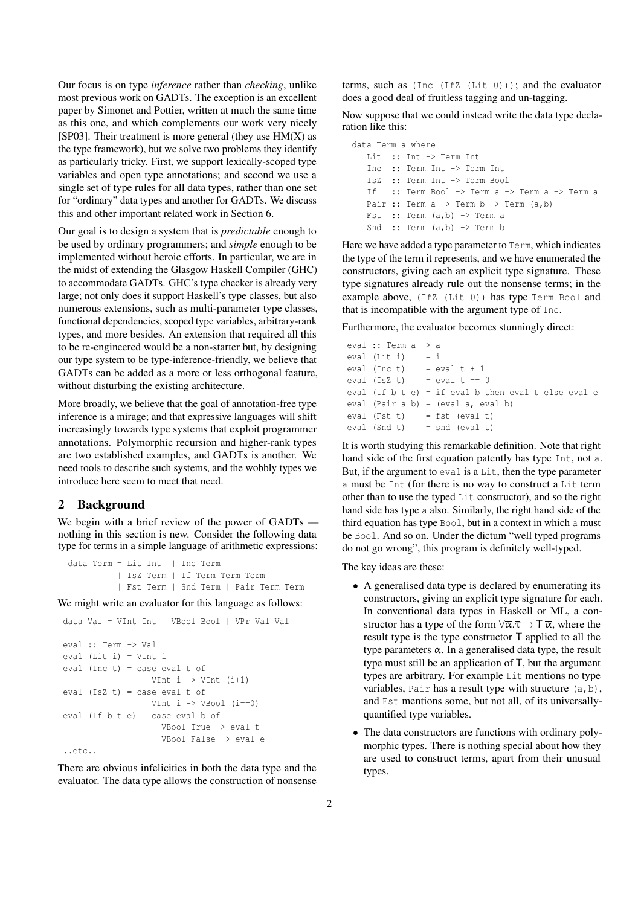Our focus is on type *inference* rather than *checking*, unlike most previous work on GADTs. The exception is an excellent paper by Simonet and Pottier, written at much the same time as this one, and which complements our work very nicely [SP03]. Their treatment is more general (they use HM(X) as the type framework), but we solve two problems they identify as particularly tricky. First, we support lexically-scoped type variables and open type annotations; and second we use a single set of type rules for all data types, rather than one set for "ordinary" data types and another for GADTs. We discuss this and other important related work in Section 6.

Our goal is to design a system that is *predictable* enough to be used by ordinary programmers; and *simple* enough to be implemented without heroic efforts. In particular, we are in the midst of extending the Glasgow Haskell Compiler (GHC) to accommodate GADTs. GHC's type checker is already very large; not only does it support Haskell's type classes, but also numerous extensions, such as multi-parameter type classes, functional dependencies, scoped type variables, arbitrary-rank types, and more besides. An extension that required all this to be re-engineered would be a non-starter but, by designing our type system to be type-inference-friendly, we believe that GADTs can be added as a more or less orthogonal feature, without disturbing the existing architecture.

More broadly, we believe that the goal of annotation-free type inference is a mirage; and that expressive languages will shift increasingly towards type systems that exploit programmer annotations. Polymorphic recursion and higher-rank types are two established examples, and GADTs is another. We need tools to describe such systems, and the wobbly types we introduce here seem to meet that need.

## 2 Background

We begin with a brief review of the power of GADTs — nothing in this section is new. Consider the following data type for terms in a simple language of arithmetic expressions:

```
data Term = Lit Int  | Inc Term
          | IsZ Term | If Term Term Term
          | Fst Term | Snd Term | Pair Term Term
```

We might write an evaluator for this language as follows:

```
data Val = VInt Int | VBool Bool | VPr Val Val

eval :: Term -> Val
eval (Lit i) = VInt i
eval (Inc t) = case eval t of
                 VInt i -> VInt (i+1)
eval (IsZ t) = case eval t of
                 VInt i -> VBool (i==0)
eval (If b t e) = case eval b of
                    VBool True -> eval t
                    VBool False -> eval e
..etc..
```

There are obvious infelicities in both the data type and the evaluator. The data type allows the construction of nonsense terms, such as `(Inc (IfZ (Lit 0)))`; and the evaluator does a good deal of fruitless tagging and un-tagging.

Now suppose that we could instead write the data type declaration like this:

```
data Term a where
   Lit  :: Int -> Term Int
   Inc  :: Term Int -> Term Int
   IsZ  :: Term Int -> Term Bool
   If   :: Term Bool -> Term a -> Term a -> Term a
   Pair :: Term a -> Term b -> Term (a,b)
   Fst  :: Term (a,b) -> Term a
   Snd  :: Term (a,b) -> Term b
```

Here we have added a type parameter to `Term`, which indicates the type of the term it represents, and we have enumerated the constructors, giving each an explicit type signature. These type signatures already rule out the nonsense terms; in the example above, `(IfZ (Lit 0))` has type `Term Bool` and that is incompatible with the argument type of `Inc`.

Furthermore, the evaluator becomes stunningly direct:

```
eval :: Term a -> a
eval (Lit i)    = i
eval (Inc t)    = eval t + 1
eval (IsZ t)    = eval t == 0
eval (If b t e) = if eval b then eval t else eval e
eval (Pair a b) = (eval a, eval b)
eval (Fst t)    = fst (eval t)
eval (Snd t)    = snd (eval t)
```

It is worth studying this remarkable definition. Note that right hand side of the first equation patently has type `Int`, not `a`. But, if the argument to `eval` is a `Lit`, then the type parameter `a` must be `Int` (for there is no way to construct a `Lit` term other than to use the typed `Lit` constructor), and so the right hand side has type `a` also. Similarly, the right hand side of the third equation has type `Bool`, but in a context in which `a` must be `Bool`. And so on. Under the dictum "well typed programs do not go wrong", this program is definitely well-typed.

The key ideas are these:

- A generalised data type is declared by enumerating its constructors, giving an explicit type signature for each. In conventional data types in Haskell or ML, a constructor has a type of the form $\forall\overline{\alpha}.\overline{\tau} \to \mathsf{T}\,\overline{\alpha}$, where the result type is the type constructor $\mathsf{T}$ applied to all the type parameters $\overline{\alpha}$. In a generalised data type, the result type must still be an application of $\mathsf{T}$, but the argument types are arbitrary. For example `Lit` mentions no type variables, `Pair` has a result type with structure `(a,b)`, and `Fst` mentions some, but not all, of its universally-quantified type variables.
- The data constructors are functions with ordinary polymorphic types. There is nothing special about how they are used to construct terms, apart from their unusual types.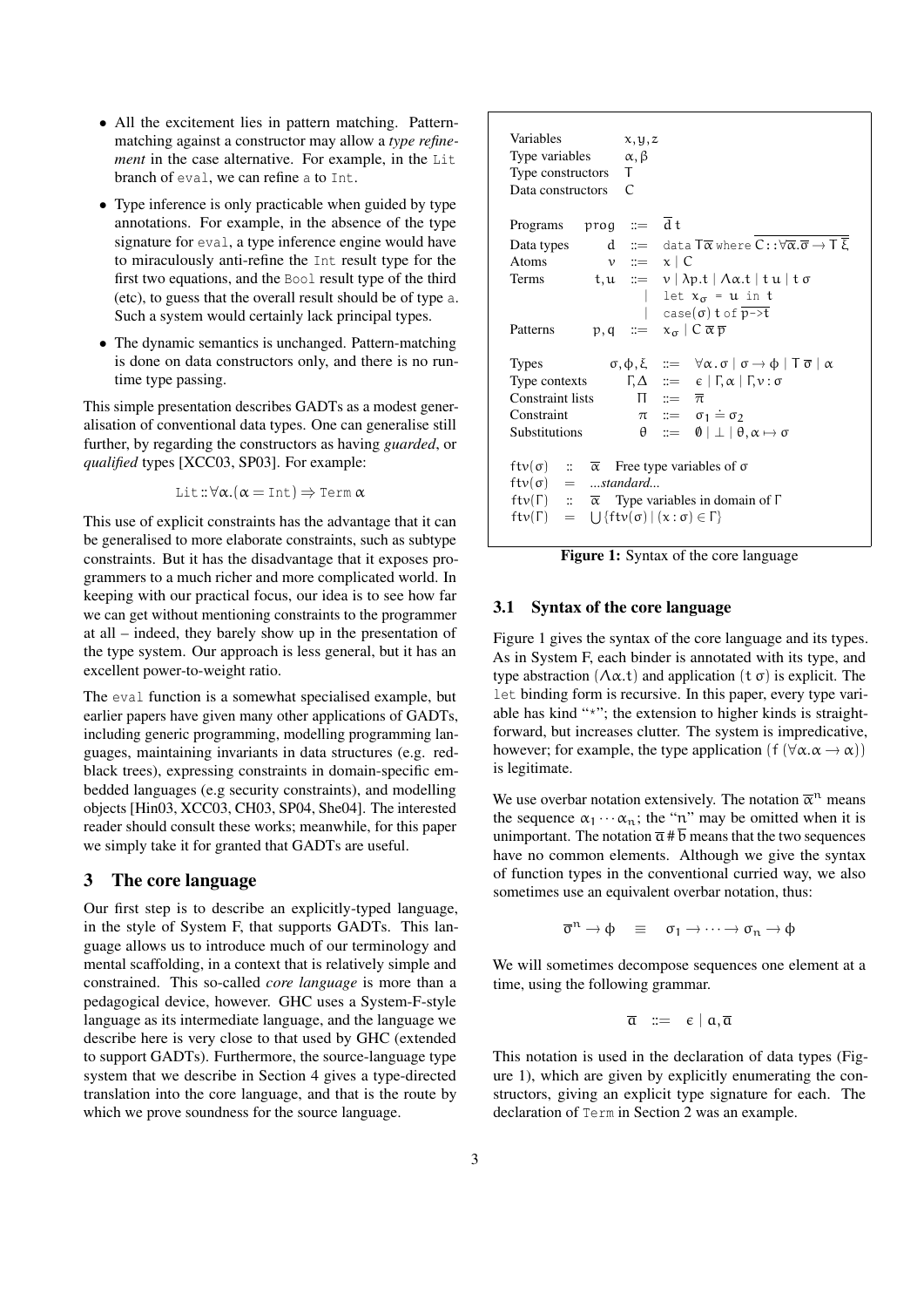- All the excitement lies in pattern matching. Pattern-matching against a constructor may allow a *type refinement* in the case alternative. For example, in the `Lit` branch of `eval`, we can refine `a` to `Int`.
- Type inference is only practicable when guided by type annotations. For example, in the absence of the type signature for `eval`, a type inference engine would have to miraculously anti-refine the `Int` result type for the first two equations, and the `Bool` result type of the third (etc), to guess that the overall result should be of type `a`. Such a system would certainly lack principal types.
- The dynamic semantics is unchanged. Pattern-matching is done on data constructors only, and there is no runtime type passing.

This simple presentation describes GADTs as a modest generalisation of conventional data types. One can generalise still further, by regarding the constructors as having *guarded*, or *qualified* types [XCC03, SP03]. For example:

$$\texttt{Lit} :: \forall\alpha.(\alpha = \texttt{Int}) \Rightarrow \texttt{Term}\ \alpha$$

This use of explicit constraints has the advantage that it can be generalised to more elaborate constraints, such as subtype constraints. But it has the disadvantage that it exposes programmers to a much richer and more complicated world. In keeping with our practical focus, our idea is to see how far we can get without mentioning constraints to the programmer at all – indeed, they barely show up in the presentation of the type system. Our approach is less general, but it has an excellent power-to-weight ratio.

The `eval` function is a somewhat specialised example, but earlier papers have given many other applications of GADTs, including generic programming, modelling programming languages, maintaining invariants in data structures (e.g. red-black trees), expressing constraints in domain-specific embedded languages (e.g security constraints), and modelling objects [Hin03, XCC03, CH03, SP04, She04]. The interested reader should consult these works; meanwhile, for this paper we simply take it for granted that GADTs are useful.

## 3 The core language

Our first step is to describe an explicitly-typed language, in the style of System F, that supports GADTs. This language allows us to introduce much of our terminology and mental scaffolding, in a context that is relatively simple and constrained. This so-called *core language* is more than a pedagogical device, however. GHC uses a System-F-style language as its intermediate language, and the language we describe here is very close to that used by GHC (extended to support GADTs). Furthermore, the source-language type system that we describe in Section 4 gives a type-directed translation into the core language, and that is the route by which we prove soundness for the source language.

| | | | |
|---|---|---|---|
| Variables | | | $x, y, z$ |
| Type variables | | | $\alpha, \beta$ |
| Type constructors | | | $T$ |
| Data constructors | | | $C$ |
| Programs | $prog$ | $::=$ | $\overline{d}\ t$ |
| Data types | $d$ | $::=$ | $\texttt{data}\ T\overline{\alpha}\ \texttt{where}\ \overline{C :: \forall\overline{\alpha}.\overline{\sigma} \to T\ \overline{\xi}}$ |
| Atoms | $v$ | $::=$ | $x \mid C$ |
| Terms | $t, u$ | $::=$ | $v \mid \lambda p.t \mid \Lambda\alpha.t \mid t\ u \mid t\ \sigma$ |
| | | $\mid$ | $\texttt{let}\ x_\sigma\ \texttt{=}\ u\ \texttt{in}\ t$ |
| | | $\mid$ | $\texttt{case}(\sigma)\ t\ \texttt{of}\ \overline{p\texttt{->}t}$ |
| Patterns | $p, q$ | $::=$ | $x_\sigma \mid C\ \overline{\alpha}\ \overline{p}$ |
| Types | $\sigma, \phi, \xi$ | $::=$ | $\forall\alpha.\sigma \mid \sigma \to \phi \mid T\ \overline{\sigma} \mid \alpha$ |
| Type contexts | $\Gamma, \Delta$ | $::=$ | $\epsilon \mid \Gamma, \alpha \mid \Gamma, v : \sigma$ |
| Constraint lists | $\Pi$ | $::=$ | $\overline{\pi}$ |
| Constraint | $\pi$ | $::=$ | $\sigma_1 \doteq \sigma_2$ |
| Substitutions | $\theta$ | $::=$ | $\emptyset \mid \bot \mid \theta, \alpha \mapsto \sigma$ |

$ftv(\sigma)\ ::\ \overline{\alpha}$ Free type variables of $\sigma$
$ftv(\sigma)\ =\ $ *...standard...*
$ftv(\Gamma)\ ::\ \overline{\alpha}$ Type variables in domain of $\Gamma$
$ftv(\Gamma)\ =\ \bigcup\{ftv(\sigma) \mid (x : \sigma) \in \Gamma\}$

**Figure 1:** Syntax of the core language

### 3.1 Syntax of the core language

Figure 1 gives the syntax of the core language and its types. As in System F, each binder is annotated with its type, and type abstraction $(\Lambda\alpha.t)$ and application $(t\ \sigma)$ is explicit. The `let` binding form is recursive. In this paper, every type variable has kind "$*$"; the extension to higher kinds is straightforward, but increases clutter. The system is impredicative, however; for example, the type application $(f\ (\forall\alpha.\alpha \to \alpha))$ is legitimate.

We use overbar notation extensively. The notation $\overline{\alpha}^n$ means the sequence $\alpha_1 \cdots \alpha_n$; the "$n$" may be omitted when it is unimportant. The notation $\overline{a} \# \overline{b}$ means that the two sequences have no common elements. Although we give the syntax of function types in the conventional curried way, we also sometimes use an equivalent overbar notation, thus:

$$\overline{\sigma}^n \to \phi \quad \equiv \quad \sigma_1 \to \cdots \to \sigma_n \to \phi$$

We will sometimes decompose sequences one element at a time, using the following grammar.

$$\overline{a}\ ::=\ \epsilon \mid a, \overline{a}$$

This notation is used in the declaration of data types (Figure 1), which are given by explicitly enumerating the constructors, giving an explicit type signature for each. The declaration of `Term` in Section 2 was an example.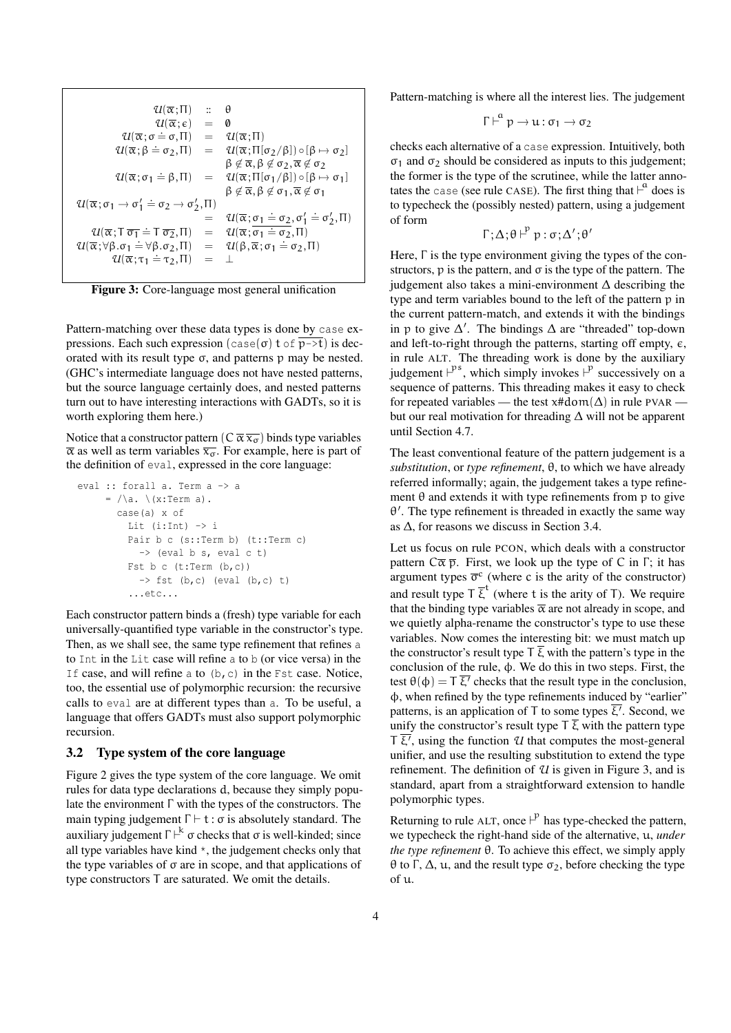$$
\begin{array}{rcl}
\mathcal{U}(\overline{\alpha};\Pi) & :: & \theta \\
\mathcal{U}(\overline{\alpha};\epsilon) & = & \emptyset \\
\mathcal{U}(\overline{\alpha};\sigma \doteq \sigma,\Pi) & = & \mathcal{U}(\overline{\alpha};\Pi) \\
\mathcal{U}(\overline{\alpha};\beta \doteq \sigma_2,\Pi) & = & \mathcal{U}(\overline{\alpha};\Pi[\sigma_2/\beta]) \circ [\beta \mapsto \sigma_2] \\
 & & \beta \notin \overline{\alpha}, \beta \notin \sigma_2, \overline{\alpha} \notin \sigma_2 \\
\mathcal{U}(\overline{\alpha};\sigma_1 \doteq \beta,\Pi) & = & \mathcal{U}(\overline{\alpha};\Pi[\sigma_1/\beta]) \circ [\beta \mapsto \sigma_1] \\
 & & \beta \notin \overline{\alpha}, \beta \notin \sigma_1, \overline{\alpha} \notin \sigma_1 \\
\mathcal{U}(\overline{\alpha};\sigma_1 \to \sigma_1' \doteq \sigma_2 \to \sigma_2',\Pi) & & \\
 & = & \mathcal{U}(\overline{\alpha};\sigma_1 \doteq \sigma_2, \sigma_1' \doteq \sigma_2',\Pi) \\
\mathcal{U}(\overline{\alpha};\mathsf{T}\,\overline{\sigma_1} \doteq \mathsf{T}\,\overline{\sigma_2},\Pi) & = & \mathcal{U}(\overline{\alpha};\overline{\sigma_1 \doteq \sigma_2},\Pi) \\
\mathcal{U}(\overline{\alpha};\forall\beta.\sigma_1 \doteq \forall\beta.\sigma_2,\Pi) & = & \mathcal{U}(\beta,\overline{\alpha};\sigma_1 \doteq \sigma_2,\Pi) \\
\mathcal{U}(\overline{\alpha};\tau_1 \doteq \tau_2,\Pi) & = & \bot
\end{array}
$$

**Figure 3:** Core-language most general unification

Pattern-matching over these data types is done by `case` expressions. Each such expression $(\texttt{case}(\sigma)\ t\ \texttt{of}\ \overline{p \texttt{->} t})$ is decorated with its result type $\sigma$, and patterns $p$ may be nested. (GHC's intermediate language does not have nested patterns, but the source language certainly does, and nested patterns turn out to have interesting interactions with GADTs, so it is worth exploring them here.)

Notice that a constructor pattern $(C\ \overline{\alpha}\ \overline{x_\sigma})$ binds type variables $\overline{\alpha}$ as well as term variables $\overline{x_\sigma}$. For example, here is part of the definition of `eval`, expressed in the core language:

```
eval :: forall a. Term a -> a
     = /\a. \(x:Term a).
       case(a) x of
         Lit (i:Int) -> i
         Pair b c (s::Term b) (t::Term c)
           -> (eval b s, eval c t)
         Fst b c (t:Term (b,c))
           -> fst (b,c) (eval (b,c) t)
         ...etc...
```

Each constructor pattern binds a (fresh) type variable for each universally-quantified type variable in the constructor's type. Then, as we shall see, the same type refinement that refines `a` to `Int` in the `Lit` case will refine `a` to `b` (or vice versa) in the `If` case, and will refine `a` to `(b,c)` in the `Fst` case. Notice, too, the essential use of polymorphic recursion: the recursive calls to `eval` are at different types than `a`. To be useful, a language that offers GADTs must also support polymorphic recursion.

### 3.2 Type system of the core language

Figure 2 gives the type system of the core language. We omit rules for data type declarations $d$, because they simply populate the environment $\Gamma$ with the types of the constructors. The main typing judgement $\Gamma \vdash t : \sigma$ is absolutely standard. The auxiliary judgement $\Gamma \vdash^{k} \sigma$ checks that $\sigma$ is well-kinded; since all type variables have kind `*`, the judgement checks only that the type variables of $\sigma$ are in scope, and that applications of type constructors $\mathsf{T}$ are saturated. We omit the details.

Pattern-matching is where all the interest lies. The judgement

$$\Gamma \vdash^{a} p \to u : \sigma_1 \to \sigma_2$$

checks each alternative of a `case` expression. Intuitively, both $\sigma_1$ and $\sigma_2$ should be considered as inputs to this judgement; the former is the type of the scrutinee, while the latter annotates the `case` (see rule CASE). The first thing that $\vdash^{a}$ does is to typecheck the (possibly nested) pattern, using a judgement of form

$$\Gamma;\Delta;\theta \vdash^{p} p : \sigma;\Delta';\theta'$$

Here, $\Gamma$ is the type environment giving the types of the constructors, $p$ is the pattern, and $\sigma$ is the type of the pattern. The judgement also takes a mini-environment $\Delta$ describing the type and term variables bound to the left of the pattern $p$ in the current pattern-match, and extends it with the bindings in $p$ to give $\Delta'$. The bindings $\Delta$ are "threaded" top-down and left-to-right through the patterns, starting off empty, $\epsilon$, in rule ALT. The threading work is done by the auxiliary judgement $\vdash^{ps}$, which simply invokes $\vdash^{p}$ successively on a sequence of patterns. This threading makes it easy to check for repeated variables — the test $x\#dom(\Delta)$ in rule PVAR — but our real motivation for threading $\Delta$ will not be apparent until Section 4.7.

The least conventional feature of the pattern judgement is a *substitution*, or *type refinement*, $\theta$, to which we have already referred informally; again, the judgement takes a type refinement $\theta$ and extends it with type refinements from $p$ to give $\theta'$. The type refinement is threaded in exactly the same way as $\Delta$, for reasons we discuss in Section 3.4.

Let us focus on rule PCON, which deals with a constructor pattern $C\overline{\alpha}\,\overline{p}$. First, we look up the type of $C$ in $\Gamma$; it has argument types $\overline{\sigma}^{c}$ (where $c$ is the arity of the constructor) and result type $\mathsf{T}\,\overline{\xi}^{t}$ (where $t$ is the arity of $\mathsf{T}$). We require that the binding type variables $\overline{\alpha}$ are not already in scope, and we quietly alpha-rename the constructor's type to use these variables. Now comes the interesting bit: we must match up the constructor's result type $\mathsf{T}\,\overline{\xi}$ with the pattern's type in the conclusion of the rule, $\phi$. We do this in two steps. First, the test $\theta(\phi) = \mathsf{T}\,\overline{\xi'}$ checks that the result type in the conclusion, $\phi$, when refined by the type refinements induced by "earlier" patterns, is an application of $\mathsf{T}$ to some types $\overline{\xi'}$. Second, we unify the constructor's result type $\mathsf{T}\,\overline{\xi}$ with the pattern type $\mathsf{T}\,\overline{\xi'}$, using the function $\mathcal{U}$ that computes the most-general unifier, and use the resulting substitution to extend the type refinement. The definition of $\mathcal{U}$ is given in Figure 3, and is standard, apart from a straightforward extension to handle polymorphic types.

Returning to rule ALT, once $\vdash^{p}$ has type-checked the pattern, we typecheck the right-hand side of the alternative, $u$, *under the type refinement* $\theta$. To achieve this effect, we simply apply $\theta$ to $\Gamma$, $\Delta$, $u$, and the result type $\sigma_2$, before checking the type of $u$.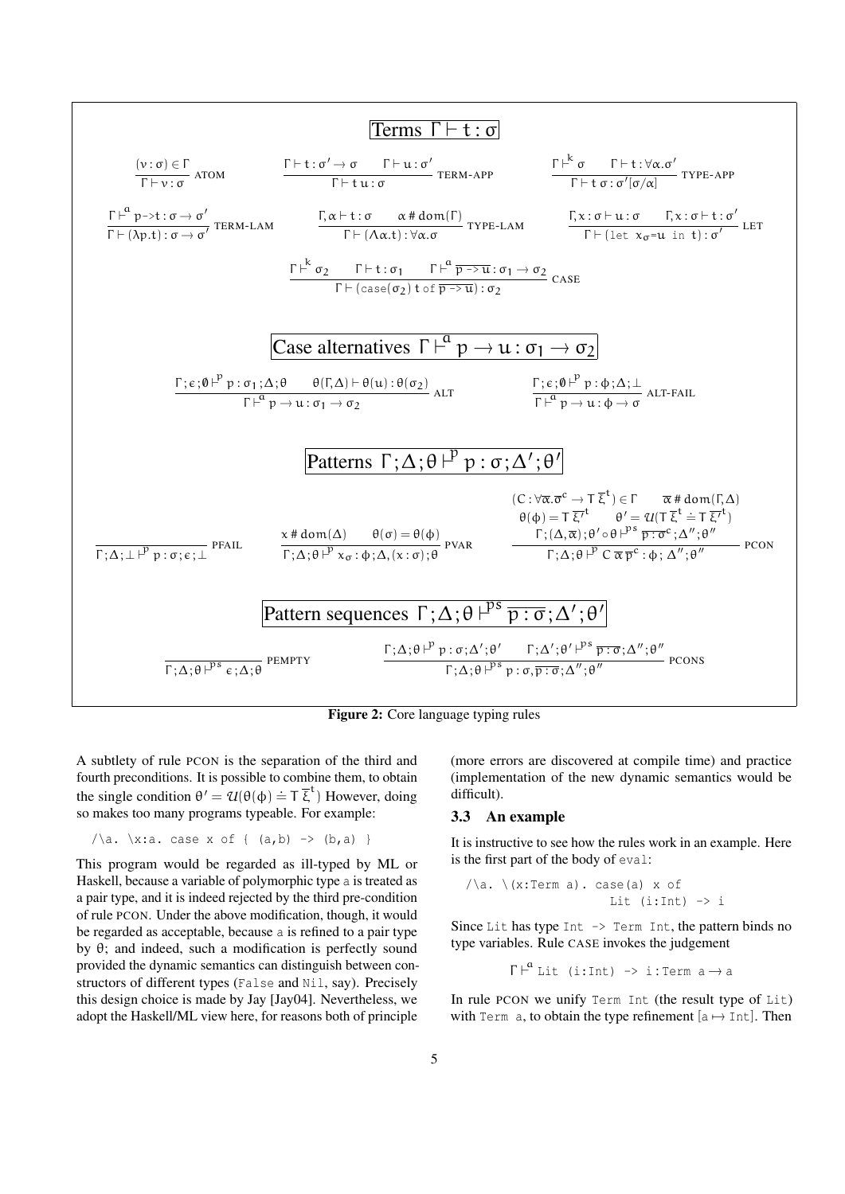**Terms** $\Gamma \vdash t : \sigma$

$$\frac{(v:\sigma) \in \Gamma}{\Gamma \vdash v : \sigma}\ \text{ATOM} \qquad \frac{\Gamma \vdash t : \sigma' \to \sigma \quad \Gamma \vdash u : \sigma'}{\Gamma \vdash t\ u : \sigma}\ \text{TERM-APP} \qquad \frac{\Gamma \vdash^{k} \sigma \quad \Gamma \vdash t : \forall\alpha.\sigma'}{\Gamma \vdash t\ \sigma : \sigma'[\sigma/\alpha]}\ \text{TYPE-APP}$$

$$\frac{\Gamma \vdash^{a} p \texttt{->} t : \sigma \to \sigma'}{\Gamma \vdash (\lambda p.t) : \sigma \to \sigma'}\ \text{TERM-LAM} \qquad \frac{\Gamma, \alpha \vdash t : \sigma \quad \alpha \# \mathrm{dom}(\Gamma)}{\Gamma \vdash (\Lambda\alpha.t) : \forall\alpha.\sigma}\ \text{TYPE-LAM} \qquad \frac{\Gamma, x:\sigma \vdash u : \sigma \quad \Gamma, x:\sigma \vdash t : \sigma'}{\Gamma \vdash (\texttt{let}\ x_\sigma \texttt{=} u\ \texttt{in}\ t) : \sigma'}\ \text{LET}$$

$$\frac{\Gamma \vdash^{k} \sigma_2 \quad \Gamma \vdash t : \sigma_1 \quad \Gamma \vdash^{a} \overline{p \texttt{->} u} : \sigma_1 \to \sigma_2}{\Gamma \vdash (\texttt{case}(\sigma_2)\ t\ \texttt{of}\ \overline{p \texttt{->} u}) : \sigma_2}\ \text{CASE}$$

**Case alternatives** $\Gamma \vdash^{a} p \to u : \sigma_1 \to \sigma_2$

$$\frac{\Gamma; \epsilon; \emptyset \vdash^{p} p : \sigma_1; \Delta; \theta \quad \theta(\Gamma, \Delta) \vdash \theta(u) : \theta(\sigma_2)}{\Gamma \vdash^{a} p \to u : \sigma_1 \to \sigma_2}\ \text{ALT} \qquad \frac{\Gamma; \epsilon; \emptyset \vdash^{p} p : \phi; \Delta; \bot}{\Gamma \vdash^{a} p \to u : \phi \to \sigma}\ \text{ALT-FAIL}$$

**Patterns** $\Gamma; \Delta; \theta \vdash^{p} p : \sigma; \Delta'; \theta'$

$$\frac{}{\Gamma; \Delta; \bot \vdash^{p} p : \sigma; \epsilon; \bot}\ \text{PFAIL} \qquad \frac{x \# \mathrm{dom}(\Delta) \quad \theta(\sigma) = \theta(\phi)}{\Gamma; \Delta; \theta \vdash^{p} x_\sigma : \phi; \Delta, (x:\sigma); \theta}\ \text{PVAR}$$

$$\frac{\begin{array}{c}(C : \forall\overline{\alpha}.\overline{\sigma}^c \to T\,\overline{\xi}^t) \in \Gamma \qquad \overline{\alpha} \# \mathrm{dom}(\Gamma, \Delta) \\ \theta(\phi) = T\,\overline{\xi'}^t \qquad \theta' = \mathcal{U}(T\,\overline{\xi}^t \doteq T\,\overline{\xi'}^t) \\ \Gamma; (\Delta, \overline{\alpha}); \theta' \circ \theta \vdash^{ps} \overline{p : \sigma}^c; \Delta''; \theta''\end{array}}{\Gamma; \Delta; \theta \vdash^{p} C\,\overline{\alpha}\,\overline{p}^c : \phi; \Delta''; \theta''}\ \text{PCON}$$

**Pattern sequences** $\Gamma; \Delta; \theta \vdash^{ps} \overline{p : \sigma}; \Delta'; \theta'$

$$\frac{}{\Gamma; \Delta; \theta \vdash^{ps} \epsilon; \Delta; \theta}\ \text{PEMPTY} \qquad \frac{\Gamma; \Delta; \theta \vdash^{p} p : \sigma; \Delta'; \theta' \quad \Gamma; \Delta'; \theta' \vdash^{ps} \overline{p : \sigma}; \Delta''; \theta''}{\Gamma; \Delta; \theta \vdash^{ps} p : \sigma, \overline{p : \sigma}; \Delta''; \theta''}\ \text{PCONS}$$

**Figure 2:** Core language typing rules

A subtlety of rule PCON is the separation of the third and fourth preconditions. It is possible to combine them, to obtain the single condition $\theta' = \mathcal{U}(\theta(\phi) \doteq T\,\overline{\xi}^t)$ However, doing so makes too many programs typeable. For example:

```
/\a. \x:a. case x of { (a,b) -> (b,a) }
```

This program would be regarded as ill-typed by ML or Haskell, because a variable of polymorphic type `a` is treated as a pair type, and it is indeed rejected by the third pre-condition of rule PCON. Under the above modification, though, it would be regarded as acceptable, because `a` is refined to a pair type by $\theta$; and indeed, such a modification is perfectly sound provided the dynamic semantics can distinguish between constructors of different types (`False` and `Nil`, say). Precisely this design choice is made by Jay [Jay04]. Nevertheless, we adopt the Haskell/ML view here, for reasons both of principle (more errors are discovered at compile time) and practice (implementation of the new dynamic semantics would be difficult).

### 3.3 An example

It is instructive to see how the rules work in an example. Here is the first part of the body of `eval`:

```
/\a. \(x:Term a). case(a) x of
                    Lit (i:Int) -> i
```

Since `Lit` has type `Int -> Term Int`, the pattern binds no type variables. Rule CASE invokes the judgement

$$\Gamma \vdash^{a} \texttt{Lit (i:Int) -> i:Term a} \to \texttt{a}$$

In rule PCON we unify `Term Int` (the result type of `Lit`) with `Term a`, to obtain the type refinement $[\texttt{a} \mapsto \texttt{Int}]$. Then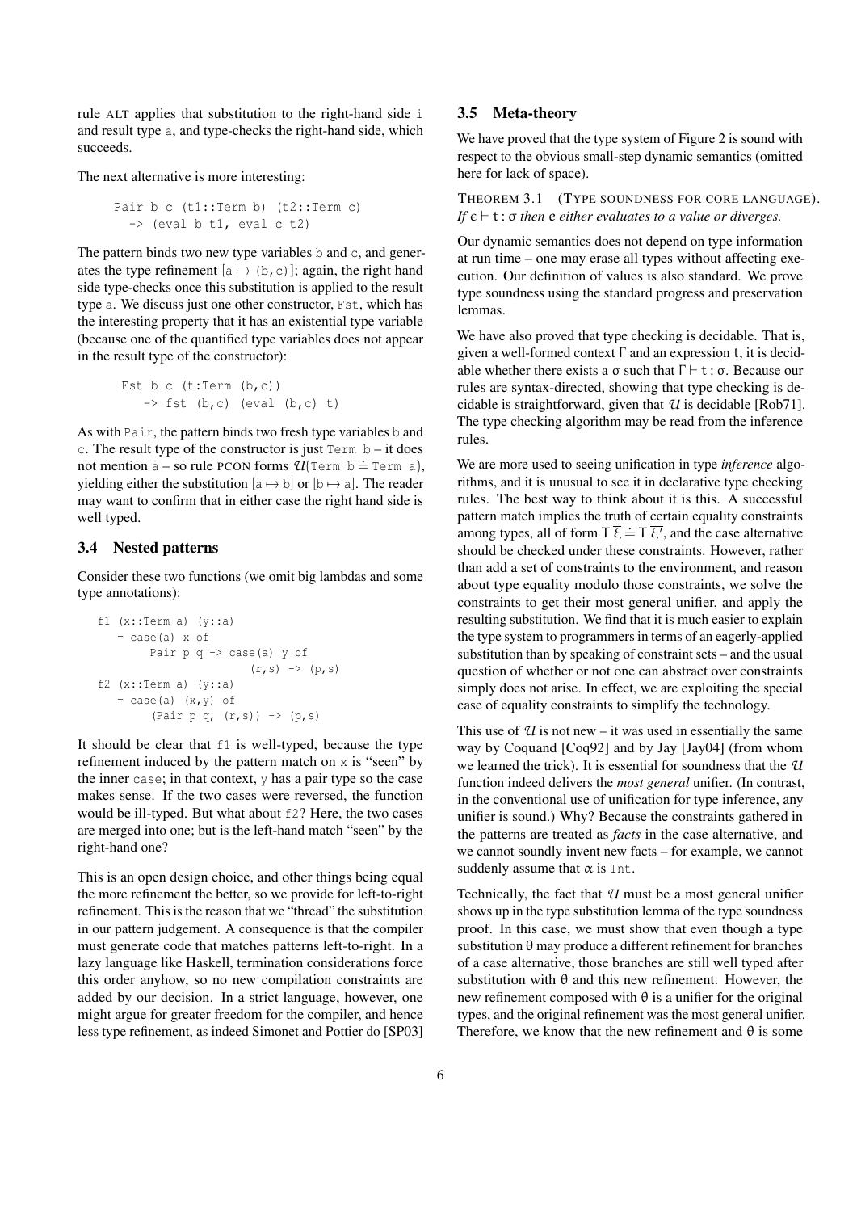rule ALT applies that substitution to the right-hand side `i` and result type `a`, and type-checks the right-hand side, which succeeds.

The next alternative is more interesting:

```
Pair b c (t1::Term b) (t2::Term c)
  -> (eval b t1, eval c t2)
```

The pattern binds two new type variables `b` and `c`, and generates the type refinement $[\mathtt{a} \mapsto \mathtt{(b,c)}]$; again, the right hand side type-checks once this substitution is applied to the result type `a`. We discuss just one other constructor, `Fst`, which has the interesting property that it has an existential type variable (because one of the quantified type variables does not appear in the result type of the constructor):

```
Fst b c (t:Term (b,c))
   -> fst (b,c) (eval (b,c) t)
```

As with `Pair`, the pattern binds two fresh type variables `b` and `c`. The result type of the constructor is just `Term b` – it does not mention `a` – so rule PCON forms $\mathcal{U}(\mathtt{Term\ b} \doteq \mathtt{Term\ a})$, yielding either the substitution $[\mathtt{a} \mapsto \mathtt{b}]$ or $[\mathtt{b} \mapsto \mathtt{a}]$. The reader may want to confirm that in either case the right hand side is well typed.

### 3.4 Nested patterns

Consider these two functions (we omit big lambdas and some type annotations):

```
f1 (x::Term a) (y::a)
   = case(a) x of
        Pair p q -> case(a) y of
                      (r,s) -> (p,s)
f2 (x::Term a) (y::a)
   = case(a) (x,y) of
        (Pair p q, (r,s)) -> (p,s)
```

It should be clear that `f1` is well-typed, because the type refinement induced by the pattern match on `x` is "seen" by the inner `case`; in that context, `y` has a pair type so the case makes sense. If the two cases were reversed, the function would be ill-typed. But what about `f2`? Here, the two cases are merged into one; but is the left-hand match "seen" by the right-hand one?

This is an open design choice, and other things being equal the more refinement the better, so we provide for left-to-right refinement. This is the reason that we "thread" the substitution in our pattern judgement. A consequence is that the compiler must generate code that matches patterns left-to-right. In a lazy language like Haskell, termination considerations force this order anyhow, so no new compilation constraints are added by our decision. In a strict language, however, one might argue for greater freedom for the compiler, and hence less type refinement, as indeed Simonet and Pottier do [SP03]

### 3.5 Meta-theory

We have proved that the type system of Figure 2 is sound with respect to the obvious small-step dynamic semantics (omitted here for lack of space).

THEOREM 3.1 (TYPE SOUNDNESS FOR CORE LANGUAGE). *If* $\epsilon \vdash \mathsf{t} : \sigma$ *then* $\mathsf{e}$ *either evaluates to a value or diverges.*

Our dynamic semantics does not depend on type information at run time – one may erase all types without affecting execution. Our definition of values is also standard. We prove type soundness using the standard progress and preservation lemmas.

We have also proved that type checking is decidable. That is, given a well-formed context $\Gamma$ and an expression $\mathsf{t}$, it is decidable whether there exists a $\sigma$ such that $\Gamma \vdash \mathsf{t} : \sigma$. Because our rules are syntax-directed, showing that type checking is decidable is straightforward, given that $\mathcal{U}$ is decidable [Rob71]. The type checking algorithm may be read from the inference rules.

We are more used to seeing unification in type *inference* algorithms, and it is unusual to see it in declarative type checking rules. The best way to think about it is this. A successful pattern match implies the truth of certain equality constraints among types, all of form $\mathsf{T}\ \overline{\xi} \doteq \mathsf{T}\ \overline{\xi'}$, and the case alternative should be checked under these constraints. However, rather than add a set of constraints to the environment, and reason about type equality modulo those constraints, we solve the constraints to get their most general unifier, and apply the resulting substitution. We find that it is much easier to explain the type system to programmers in terms of an eagerly-applied substitution than by speaking of constraint sets – and the usual question of whether or not one can abstract over constraints simply does not arise. In effect, we are exploiting the special case of equality constraints to simplify the technology.

This use of $\mathcal{U}$ is not new – it was used in essentially the same way by Coquand [Coq92] and by Jay [Jay04] (from whom we learned the trick). It is essential for soundness that the $\mathcal{U}$ function indeed delivers the *most general* unifier. (In contrast, in the conventional use of unification for type inference, any unifier is sound.) Why? Because the constraints gathered in the patterns are treated as *facts* in the case alternative, and we cannot soundly invent new facts – for example, we cannot suddenly assume that $\alpha$ is `Int`.

Technically, the fact that $\mathcal{U}$ must be a most general unifier shows up in the type substitution lemma of the type soundness proof. In this case, we must show that even though a type substitution $\theta$ may produce a different refinement for branches of a case alternative, those branches are still well typed after substitution with $\theta$ and this new refinement. However, the new refinement composed with $\theta$ is a unifier for the original types, and the original refinement was the most general unifier. Therefore, we know that the new refinement and $\theta$ is some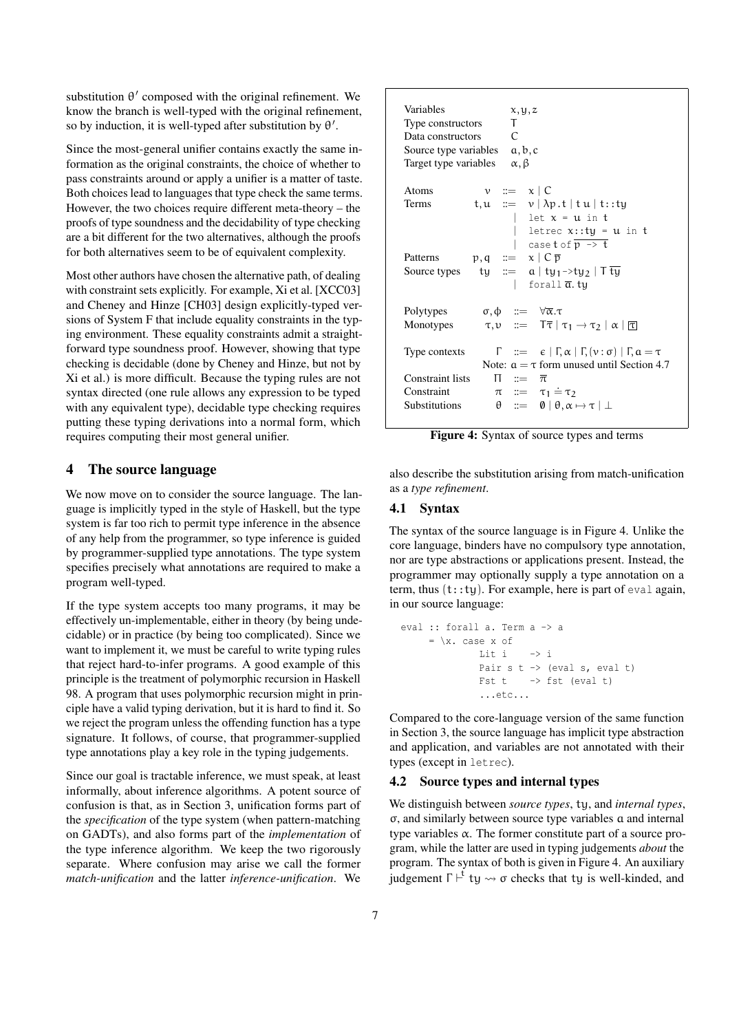substitution $\theta'$ composed with the original refinement. We know the branch is well-typed with the original refinement, so by induction, it is well-typed after substitution by $\theta'$.

Since the most-general unifier contains exactly the same information as the original constraints, the choice of whether to pass constraints around or apply a unifier is a matter of taste. Both choices lead to languages that type check the same terms. However, the two choices require different meta-theory – the proofs of type soundness and the decidability of type checking are a bit different for the two alternatives, although the proofs for both alternatives seem to be of equivalent complexity.

Most other authors have chosen the alternative path, of dealing with constraint sets explicitly. For example, Xi et al. [XCC03] and Cheney and Hinze [CH03] design explicitly-typed versions of System F that include equality constraints in the typing environment. These equality constraints admit a straightforward type soundness proof. However, showing that type checking is decidable (done by Cheney and Hinze, but not by Xi et al.) is more difficult. Because the typing rules are not syntax directed (one rule allows any expression to be typed with any equivalent type), decidable type checking requires putting these typing derivations into a normal form, which requires computing their most general unifier.

## 4 The source language

We now move on to consider the source language. The language is implicitly typed in the style of Haskell, but the type system is far too rich to permit type inference in the absence of any help from the programmer, so type inference is guided by programmer-supplied type annotations. The type system specifies precisely what annotations are required to make a program well-typed.

If the type system accepts too many programs, it may be effectively un-implementable, either in theory (by being undecidable) or in practice (by being too complicated). Since we want to implement it, we must be careful to write typing rules that reject hard-to-infer programs. A good example of this principle is the treatment of polymorphic recursion in Haskell 98. A program that uses polymorphic recursion might in principle have a valid typing derivation, but it is hard to find it. So we reject the program unless the offending function has a type signature. It follows, of course, that programmer-supplied type annotations play a key role in the typing judgements.

Since our goal is tractable inference, we must speak, at least informally, about inference algorithms. A potent source of confusion is that, as in Section 3, unification forms part of the *specification* of the type system (when pattern-matching on GADTs), and also forms part of the *implementation* of the type inference algorithm. We keep the two rigorously separate. Where confusion may arise we call the former *match-unification* and the latter *inference-unification*. We also describe the substitution arising from match-unification as a *type refinement*.

| | | |
|---|---|---|
| Variables | | $x, y, z$ |
| Type constructors | | $\mathsf{T}$ |
| Data constructors | | $\mathsf{C}$ |
| Source type variables | | $a, b, c$ |
| Target type variables | | $\alpha, \beta$ |
| Atoms | $\nu ::=$ | $x \mid \mathsf{C}$ |
| Terms | $t, u ::=$ | $\nu \mid \lambda p.t \mid t\ u \mid t{::}ty$ |
| | $\mid$ | `let` $x$ `=` $u$ `in` $t$ |
| | $\mid$ | `letrec` $x{::}ty$ `=` $u$ `in` $t$ |
| | $\mid$ | `case` $t$ `of` $\overline{p \texttt{ -> } t}$ |
| Patterns | $p, q ::=$ | $x \mid \mathsf{C}\ \overline{p}$ |
| Source types | $ty ::=$ | $a \mid ty_1 \texttt{->} ty_2 \mid \mathsf{T}\ \overline{ty}$ |
| | $\mid$ | `forall` $\overline{a}$. $ty$ |
| Polytypes | $\sigma, \phi ::=$ | $\forall \overline{\alpha}.\tau$ |
| Monotypes | $\tau, \upsilon ::=$ | $\mathsf{T}\overline{\tau} \mid \tau_1 \to \tau_2 \mid \alpha \mid \boxed{\tau}$ |
| Type contexts | $\Gamma ::=$ | $\epsilon \mid \Gamma, \alpha \mid \Gamma, (\nu : \sigma) \mid \Gamma, a = \tau$ |
| | | Note: $a = \tau$ form unused until Section 4.7 |
| Constraint lists | $\Pi ::=$ | $\overline{\pi}$ |
| Constraint | $\pi ::=$ | $\tau_1 \doteq \tau_2$ |
| Substitutions | $\theta ::=$ | $\emptyset \mid \theta, \alpha \mapsto \tau \mid \bot$ |

**Figure 4:** Syntax of source types and terms

### 4.1 Syntax

The syntax of the source language is in Figure 4. Unlike the core language, binders have no compulsory type annotation, nor are type abstractions or applications present. Instead, the programmer may optionally supply a type annotation on a term, thus (`t::ty`). For example, here is part of `eval` again, in our source language:

```
eval :: forall a. Term a -> a
     = \x. case x of
             Lit i    -> i
             Pair s t -> (eval s, eval t)
             Fst t    -> fst (eval t)
             ...etc...
```

Compared to the core-language version of the same function in Section 3, the source language has implicit type abstraction and application, and variables are not annotated with their types (except in `letrec`).

### 4.2 Source types and internal types

We distinguish between *source types*, $ty$, and *internal types*, $\sigma$, and similarly between source type variables $a$ and internal type variables $\alpha$. The former constitute part of a source program, while the latter are used in typing judgements *about* the program. The syntax of both is given in Figure 4. An auxiliary judgement $\Gamma \vdash^{t} ty \rightsquigarrow \sigma$ checks that $ty$ is well-kinded, and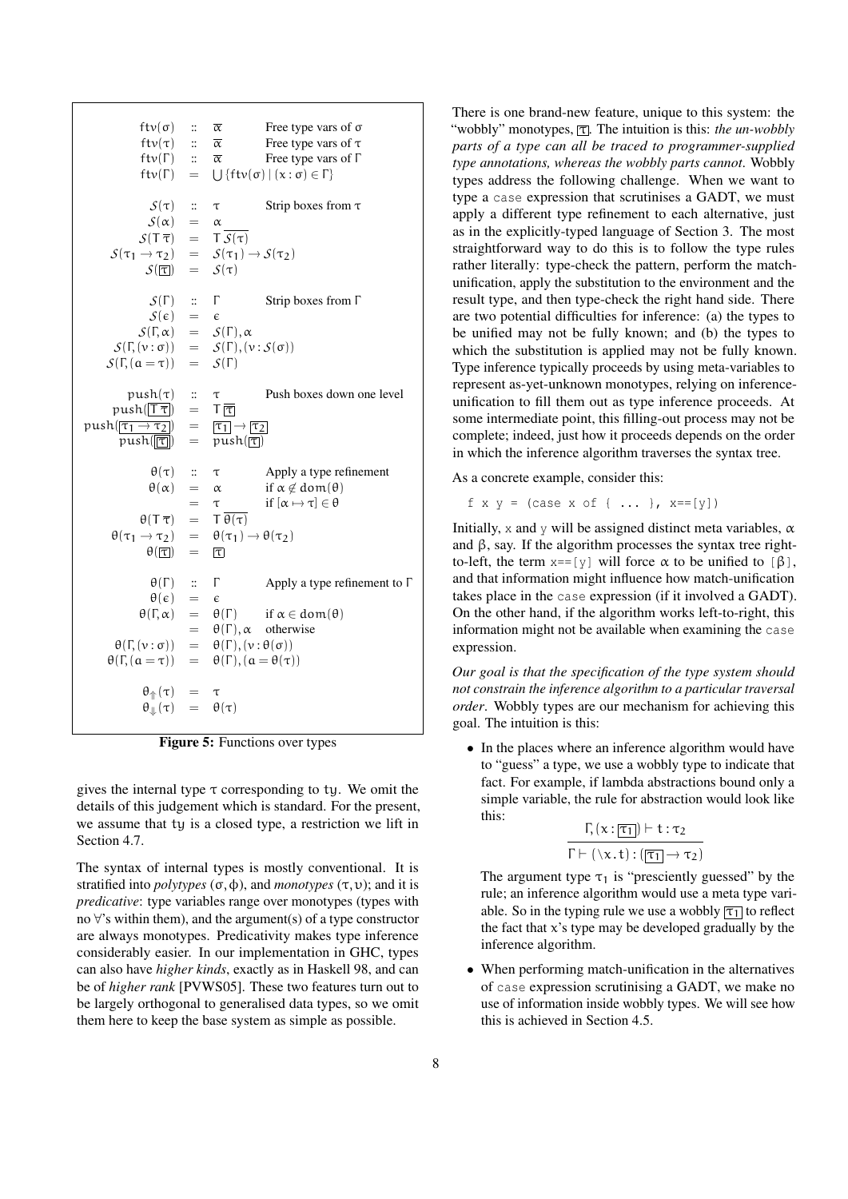$$
\begin{array}{rcll}
ftv(\sigma) & :: & \overline{\alpha} & \text{Free type vars of } \sigma \\
ftv(\tau) & :: & \overline{\alpha} & \text{Free type vars of } \tau \\
ftv(\Gamma) & :: & \overline{\alpha} & \text{Free type vars of } \Gamma \\
ftv(\Gamma) & = & \bigcup \{ftv(\sigma) \mid (x:\sigma) \in \Gamma\} & \\
\\
\mathcal{S}(\tau) & :: & \tau & \text{Strip boxes from } \tau \\
\mathcal{S}(\alpha) & = & \alpha & \\
\mathcal{S}(T\,\overline{\tau}) & = & T\,\overline{\mathcal{S}(\tau)} & \\
\mathcal{S}(\tau_1 \to \tau_2) & = & \mathcal{S}(\tau_1) \to \mathcal{S}(\tau_2) & \\
\mathcal{S}(\boxed{\tau}) & = & \mathcal{S}(\tau) & \\
\\
\mathcal{S}(\Gamma) & :: & \Gamma & \text{Strip boxes from } \Gamma \\
\mathcal{S}(\epsilon) & = & \epsilon & \\
\mathcal{S}(\Gamma, \alpha) & = & \mathcal{S}(\Gamma), \alpha & \\
\mathcal{S}(\Gamma, (\nu:\sigma)) & = & \mathcal{S}(\Gamma), (\nu:\mathcal{S}(\sigma)) & \\
\mathcal{S}(\Gamma, (a=\tau)) & = & \mathcal{S}(\Gamma) & \\
\\
push(\tau) & :: & \tau & \text{Push boxes down one level} \\
push(\boxed{T\,\overline{\tau}}) & = & T\,\overline{\boxed{\tau}} & \\
push(\boxed{\tau_1 \to \tau_2}) & = & \boxed{\tau_1} \to \boxed{\tau_2} & \\
push(\boxed{\boxed{\tau}}) & = & push(\boxed{\tau}) & \\
\\
\theta(\tau) & :: & \tau & \text{Apply a type refinement} \\
\theta(\alpha) & = & \alpha & \text{if } \alpha \notin dom(\theta) \\
 & = & \tau & \text{if } [\alpha \mapsto \tau] \in \theta \\
\theta(T\,\overline{\tau}) & = & T\,\overline{\theta(\tau)} & \\
\theta(\tau_1 \to \tau_2) & = & \theta(\tau_1) \to \theta(\tau_2) & \\
\theta(\boxed{\tau}) & = & \boxed{\tau} & \\
\\
\theta(\Gamma) & :: & \Gamma & \text{Apply a type refinement to } \Gamma \\
\theta(\epsilon) & = & \epsilon & \\
\theta(\Gamma, \alpha) & = & \theta(\Gamma) & \text{if } \alpha \in dom(\theta) \\
 & = & \theta(\Gamma), \alpha & \text{otherwise} \\
\theta(\Gamma, (\nu:\sigma)) & = & \theta(\Gamma), (\nu:\theta(\sigma)) & \\
\theta(\Gamma, (a=\tau)) & = & \theta(\Gamma), (a=\theta(\tau)) & \\
\\
\theta_{\Uparrow}(\tau) & = & \tau & \\
\theta_{\Downarrow}(\tau) & = & \theta(\tau) &
\end{array}
$$

**Figure 5:** Functions over types

gives the internal type $\tau$ corresponding to $ty$. We omit the details of this judgement which is standard. For the present, we assume that $ty$ is a closed type, a restriction we lift in Section 4.7.

The syntax of internal types is mostly conventional. It is stratified into *polytypes* ($\sigma, \phi$), and *monotypes* ($\tau, \upsilon$); and it is *predicative*: type variables range over monotypes (types with no $\forall$'s within them), and the argument(s) of a type constructor are always monotypes. Predicativity makes type inference considerably easier. In our implementation in GHC, types can also have *higher kinds*, exactly as in Haskell 98, and can be of *higher rank* [PVWS05]. These two features turn out to be largely orthogonal to generalised data types, so we omit them here to keep the base system as simple as possible.

There is one brand-new feature, unique to this system: the "wobbly" monotypes, $\boxed{\tau}$. The intuition is this: *the un-wobbly parts of a type can all be traced to programmer-supplied type annotations, whereas the wobbly parts cannot*. Wobbly types address the following challenge. When we want to type a `case` expression that scrutinises a GADT, we must apply a different type refinement to each alternative, just as in the explicitly-typed language of Section 3. The most straightforward way to do this is to follow the type rules rather literally: type-check the pattern, perform the match-unification, apply the substitution to the environment and the result type, and then type-check the right hand side. There are two potential difficulties for inference: (a) the types to be unified may not be fully known; and (b) the types to which the substitution is applied may not be fully known. Type inference typically proceeds by using meta-variables to represent as-yet-unknown monotypes, relying on inference-unification to fill them out as type inference proceeds. At some intermediate point, this filling-out process may not be complete; indeed, just how it proceeds depends on the order in which the inference algorithm traverses the syntax tree.

As a concrete example, consider this:

```
f x y = (case x of { ... }, x==[y])
```

Initially, `x` and `y` will be assigned distinct meta variables, $\alpha$ and $\beta$, say. If the algorithm processes the syntax tree right-to-left, the term `x==[y]` will force $\alpha$ to be unified to `[`$\beta$`]`, and that information might influence how match-unification takes place in the `case` expression (if it involved a GADT). On the other hand, if the algorithm works left-to-right, this information might not be available when examining the `case` expression.

*Our goal is that the specification of the type system should not constrain the inference algorithm to a particular traversal order*. Wobbly types are our mechanism for achieving this goal. The intuition is this:

- In the places where an inference algorithm would have to "guess" a type, we use a wobbly type to indicate that fact. For example, if lambda abstractions bound only a simple variable, the rule for abstraction would look like this:

$$
\frac{\Gamma, (x:\boxed{\tau_1}) \vdash t : \tau_2}{\Gamma \vdash (\backslash x.t) : (\boxed{\tau_1} \to \tau_2)}
$$

  The argument type $\tau_1$ is "presciently guessed" by the rule; an inference algorithm would use a meta type variable. So in the typing rule we use a wobbly $\boxed{\tau_1}$ to reflect the fact that x's type may be developed gradually by the inference algorithm.

- When performing match-unification in the alternatives of `case` expression scrutinising a GADT, we make no use of information inside wobbly types. We will see how this is achieved in Section 4.5.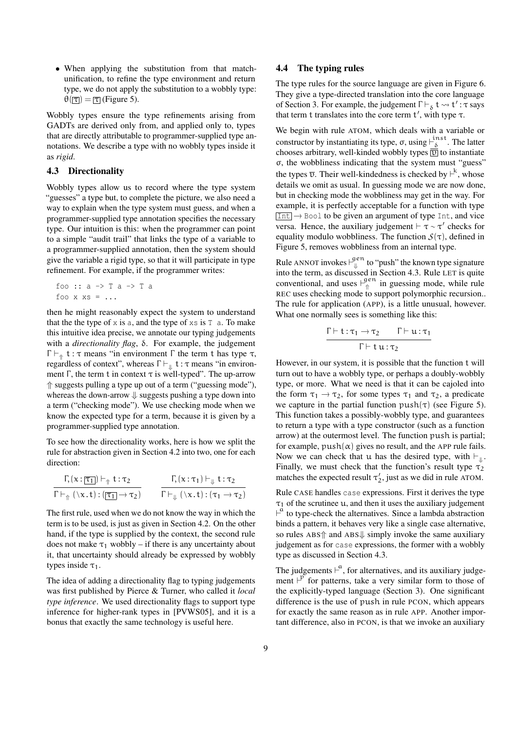- When applying the substitution from that match-unification, to refine the type environment and return type, we do not apply the substitution to a wobbly type: $\theta(\boxed{\tau}) = \boxed{\tau}$ (Figure 5).

Wobbly types ensure the type refinements arising from GADTs are derived only from, and applied only to, types that are directly attributable to programmer-supplied type annotations. We describe a type with no wobbly types inside it as *rigid*.

### 4.3 Directionality

Wobbly types allow us to record where the type system "guesses" a type but, to complete the picture, we also need a way to explain when the type system must guess, and when a programmer-supplied type annotation specifies the necessary type. Our intuition is this: when the programmer can point to a simple "audit trail" that links the type of a variable to a programmer-supplied annotation, then the system should give the variable a rigid type, so that it will participate in type refinement. For example, if the programmer writes:

```
foo :: a -> T a -> T a
foo x xs = ...
```

then he might reasonably expect the system to understand that the the type of `x` is `a`, and the type of `xs` is `T a`. To make this intuitive idea precise, we annotate our typing judgements with a *directionality flag*, $\delta$. For example, the judgement $\Gamma \vdash_{\Uparrow} t : \tau$ means "in environment $\Gamma$ the term $t$ has type $\tau$, regardless of context", whereas $\Gamma \vdash_{\Downarrow} t : \tau$ means "in environment $\Gamma$, the term $t$ in context $\tau$ is well-typed". The up-arrow $\Uparrow$ suggests pulling a type up out of a term ("guessing mode"), whereas the down-arrow $\Downarrow$ suggests pushing a type down into a term ("checking mode"). We use checking mode when we know the expected type for a term, because it is given by a programmer-supplied type annotation.

To see how the directionality works, here is how we split the rule for abstraction given in Section 4.2 into two, one for each direction:

$$\frac{\Gamma, (x : \boxed{\tau_1}) \vdash_{\Uparrow} t : \tau_2}{\Gamma \vdash_{\Uparrow} (\backslash x.t) : (\boxed{\tau_1} \to \tau_2)} \qquad \frac{\Gamma, (x : \tau_1) \vdash_{\Downarrow} t : \tau_2}{\Gamma \vdash_{\Downarrow} (\backslash x.t) : (\tau_1 \to \tau_2)}$$

The first rule, used when we do not know the way in which the term is to be used, is just as given in Section 4.2. On the other hand, if the type is supplied by the context, the second rule does not make $\tau_1$ wobbly – if there is any uncertainty about it, that uncertainty should already be expressed by wobbly types inside $\tau_1$.

The idea of adding a directionality flag to typing judgements was first published by Pierce & Turner, who called it *local type inference*. We used directionality flags to support type inference for higher-rank types in [PVWS05], and it is a bonus that exactly the same technology is useful here.

### 4.4 The typing rules

The type rules for the source language are given in Figure 6. They give a type-directed translation into the core language of Section 3. For example, the judgement $\Gamma \vdash_{\delta} t \rightsquigarrow t' : \tau$ says that term $t$ translates into the core term $t'$, with type $\tau$.

We begin with rule ATOM, which deals with a variable or constructor by instantiating its type, $\sigma$, using $\vdash^{inst}_{\delta}$. The latter chooses arbitrary, well-kinded wobbly types $\boxed{\overline{\upsilon}}$ to instantiate $\sigma$, the wobbliness indicating that the system must "guess" the types $\overline{\upsilon}$. Their well-kindedness is checked by $\vdash^{k}$, whose details we omit as usual. In guessing mode we are now done, but in checking mode the wobbliness may get in the way. For example, it is perfectly acceptable for a function with type $\boxed{\text{Int}} \to \text{Bool}$ to be given an argument of type Int, and vice versa. Hence, the auxiliary judgement $\vdash \tau \sim \tau'$ checks for equality modulo wobbliness. The function $\mathcal{S}(\tau)$, defined in Figure 5, removes wobbliness from an internal type.

Rule ANNOT invokes $\vdash^{gen}_{\Downarrow}$ to "push" the known type signature into the term, as discussed in Section 4.3. Rule LET is quite conventional, and uses $\vdash^{gen}_{\Uparrow}$ in guessing mode, while rule REC uses checking mode to support polymorphic recursion.. The rule for application (APP), is a little unusual, however. What one normally sees is something like this:

$$\frac{\Gamma \vdash t : \tau_1 \to \tau_2 \qquad \Gamma \vdash u : \tau_1}{\Gamma \vdash t\,u : \tau_2}$$

However, in our system, it is possible that the function $t$ will turn out to have a wobbly type, or perhaps a doubly-wobbly type, or more. What we need is that it can be cajoled into the form $\tau_1 \to \tau_2$, for some types $\tau_1$ and $\tau_2$, a predicate we capture in the partial function $push(\tau)$ (see Figure 5). This function takes a possibly-wobbly type, and guarantees to return a type with a type constructor (such as a function arrow) at the outermost level. The function push is partial; for example, $push(\alpha)$ gives no result, and the APP rule fails. Now we can check that $u$ has the desired type, with $\vdash_{\Downarrow}$. Finally, we must check that the function's result type $\tau_2$ matches the expected result $\tau_2'$, just as we did in rule ATOM.

Rule CASE handles `case` expressions. First it derives the type $\tau_1$ of the scrutinee $u$, and then it uses the auxiliary judgement $\vdash^{a}$ to type-check the alternatives. Since a lambda abstraction binds a pattern, it behaves very like a single case alternative, so rules ABS$\Uparrow$ and ABS$\Downarrow$ simply invoke the same auxiliary judgement as for `case` expressions, the former with a wobbly type as discussed in Section 4.3.

The judgements $\vdash^{a}$, for alternatives, and its auxiliary judgement $\vdash^{p}$ for patterns, take a very similar form to those of the explicitly-typed language (Section 3). One significant difference is the use of push in rule PCON, which appears for exactly the same reason as in rule APP. Another important difference, also in PCON, is that we invoke an auxiliary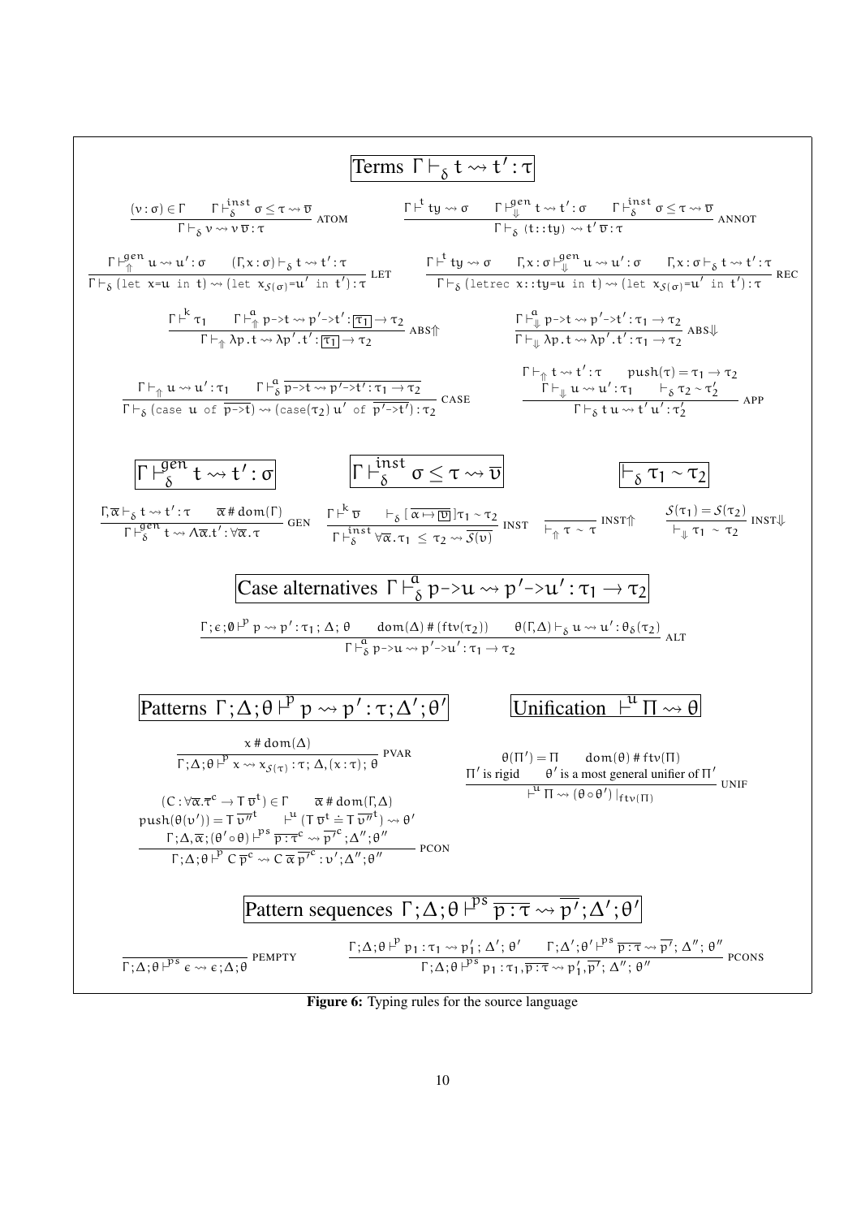**Terms** $\Gamma \vdash_\delta t \rightsquigarrow t' : \tau$

$$\frac{(v:\sigma) \in \Gamma \qquad \Gamma \vdash^{inst}_\delta \sigma \leq \tau \rightsquigarrow \overline{\upsilon}}{\Gamma \vdash_\delta v \rightsquigarrow v\,\overline{\upsilon} : \tau} \text{ ATOM}$$

$$\frac{\Gamma \vdash^t ty \rightsquigarrow \sigma \qquad \Gamma \vdash^{gen}_\Downarrow t \rightsquigarrow t' : \sigma \qquad \Gamma \vdash^{inst}_\delta \sigma \leq \tau \rightsquigarrow \overline{\upsilon}}{\Gamma \vdash_\delta \texttt{(t::ty)} \rightsquigarrow t'\,\overline{\upsilon} : \tau} \text{ ANNOT}$$

$$\frac{\Gamma \vdash^{gen}_\Uparrow u \rightsquigarrow u' : \sigma \qquad (\Gamma, x:\sigma) \vdash_\delta t \rightsquigarrow t' : \tau}{\Gamma \vdash_\delta (\texttt{let x=u in t}) \rightsquigarrow (\texttt{let } x_{\mathcal{S}(\sigma)}\texttt{=}u' \texttt{ in } t') : \tau} \text{ LET}$$

$$\frac{\Gamma \vdash^t ty \rightsquigarrow \sigma \qquad \Gamma, x:\sigma \vdash^{gen}_\Downarrow u \rightsquigarrow u' : \sigma \qquad \Gamma, x:\sigma \vdash_\delta t \rightsquigarrow t' : \tau}{\Gamma \vdash_\delta (\texttt{letrec x::ty=u in t}) \rightsquigarrow (\texttt{let } x_{\mathcal{S}(\sigma)}\texttt{=}u' \texttt{ in } t') : \tau} \text{ REC}$$

$$\frac{\Gamma \vdash^k \tau_1 \qquad \Gamma \vdash^a_\Uparrow p\texttt{->}t \rightsquigarrow p'\texttt{->}t' : \boxed{\tau_1} \rightarrow \tau_2}{\Gamma \vdash_\Uparrow \lambda p.t \rightsquigarrow \lambda p'.t' : \boxed{\tau_1} \rightarrow \tau_2} \text{ ABS}\Uparrow$$

$$\frac{\Gamma \vdash^a_\Downarrow p\texttt{->}t \rightsquigarrow p'\texttt{->}t' : \tau_1 \rightarrow \tau_2}{\Gamma \vdash_\Downarrow \lambda p.t \rightsquigarrow \lambda p'.t' : \tau_1 \rightarrow \tau_2} \text{ ABS}\Downarrow$$

$$\frac{\Gamma \vdash_\Uparrow u \rightsquigarrow u' : \tau_1 \qquad \Gamma \vdash^a_\delta \overline{p\texttt{->}t \rightsquigarrow p'\texttt{->}t' : \tau_1 \rightarrow \tau_2}}{\Gamma \vdash_\delta (\texttt{case u of } \overline{p\texttt{->}t}) \rightsquigarrow (\texttt{case}(\tau_2)\ u' \texttt{ of } \overline{p'\texttt{->}t'}) : \tau_2} \text{ CASE}$$

$$\frac{\begin{array}{c}\Gamma \vdash_\Uparrow t \rightsquigarrow t' : \tau \qquad push(\tau) = \tau_1 \rightarrow \tau_2 \\ \Gamma \vdash_\Downarrow u \rightsquigarrow u' : \tau_1 \qquad \vdash_\delta \tau_2 \sim \tau_2'\end{array}}{\Gamma \vdash_\delta t\,u \rightsquigarrow t'\,u' : \tau_2'} \text{ APP}$$

$\Gamma \vdash^{gen}_\delta t \rightsquigarrow t' : \sigma$

$$\frac{\Gamma, \overline{\alpha} \vdash_\delta t \rightsquigarrow t' : \tau \qquad \overline{\alpha} \,\#\, dom(\Gamma)}{\Gamma \vdash^{gen}_\delta t \rightsquigarrow \Lambda\overline{\alpha}.t' : \forall\overline{\alpha}.\tau} \text{ GEN}$$

$\Gamma \vdash^{inst}_\delta \sigma \leq \tau \rightsquigarrow \overline{\upsilon}$

$$\frac{\Gamma \vdash^k \overline{\upsilon} \qquad \vdash_\delta [\overline{\alpha \mapsto \boxed{\upsilon}}]\tau_1 \sim \tau_2}{\Gamma \vdash^{inst}_\delta \forall\overline{\alpha}.\tau_1 \leq \tau_2 \rightsquigarrow \overline{\mathcal{S}(\upsilon)}} \text{ INST}$$

$\vdash_\delta \tau_1 \sim \tau_2$

$$\frac{}{\vdash_\Uparrow \tau \sim \tau} \text{ INST}\Uparrow \qquad \frac{\mathcal{S}(\tau_1) = \mathcal{S}(\tau_2)}{\vdash_\Downarrow \tau_1 \sim \tau_2} \text{ INST}\Downarrow$$

**Case alternatives** $\Gamma \vdash^a_\delta p\texttt{->}u \rightsquigarrow p'\texttt{->}u' : \tau_1 \rightarrow \tau_2$

$$\frac{\Gamma; \epsilon; \emptyset \vdash^p p \rightsquigarrow p' : \tau_1; \Delta; \theta \qquad dom(\Delta) \,\#\, (ftv(\tau_2)) \qquad \theta(\Gamma,\Delta) \vdash_\delta u \rightsquigarrow u' : \theta_\delta(\tau_2)}{\Gamma \vdash^a_\delta p\texttt{->}u \rightsquigarrow p'\texttt{->}u' : \tau_1 \rightarrow \tau_2} \text{ ALT}$$

**Patterns** $\Gamma; \Delta; \theta \vdash^p p \rightsquigarrow p' : \tau; \Delta'; \theta'$

$$\frac{x \,\#\, dom(\Delta)}{\Gamma; \Delta; \theta \vdash^p x \rightsquigarrow x_{\mathcal{S}(\tau)} : \tau;\ \Delta, (x:\tau);\ \theta} \text{ PVAR}$$

$$\frac{\begin{array}{c}(C : \forall\overline{\alpha}.\overline{\tau}^c \rightarrow \mathsf{T}\,\overline{\upsilon}^t) \in \Gamma \qquad \overline{\alpha} \,\#\, dom(\Gamma,\Delta) \\ push(\theta(\upsilon')) = \mathsf{T}\,\overline{\upsilon''}^t \qquad \vdash^u (\mathsf{T}\,\overline{\upsilon}^t \doteq \mathsf{T}\,\overline{\upsilon''}^t) \rightsquigarrow \theta' \\ \Gamma; \Delta, \overline{\alpha}; (\theta' \circ \theta) \vdash^{ps} \overline{p : \tau}^c \rightsquigarrow \overline{p'}^c; \Delta''; \theta''\end{array}}{\Gamma; \Delta; \theta \vdash^p C\,\overline{p}^c \rightsquigarrow C\,\overline{\alpha}\,\overline{p'}^c : \upsilon'; \Delta''; \theta''} \text{ PCON}$$

**Unification** $\vdash^u \Pi \rightsquigarrow \theta$

$$\frac{\begin{array}{c}\theta(\Pi') = \Pi \qquad dom(\theta) \,\#\, ftv(\Pi) \\ \Pi' \text{ is rigid} \qquad \theta' \text{ is a most general unifier of } \Pi'\end{array}}{\vdash^u \Pi \rightsquigarrow (\theta \circ \theta')\,|_{ftv(\Pi)}} \text{ UNIF}$$

**Pattern sequences** $\Gamma; \Delta; \theta \vdash^{ps} \overline{p : \tau} \rightsquigarrow \overline{p'}; \Delta'; \theta'$

$$\frac{}{\Gamma; \Delta; \theta \vdash^{ps} \epsilon \rightsquigarrow \epsilon; \Delta; \theta} \text{ PEMPTY}$$

$$\frac{\Gamma; \Delta; \theta \vdash^p p_1 : \tau_1 \rightsquigarrow p_1'; \Delta'; \theta' \qquad \Gamma; \Delta'; \theta' \vdash^{ps} \overline{p : \tau} \rightsquigarrow \overline{p'}; \Delta''; \theta''}{\Gamma; \Delta; \theta \vdash^{ps} p_1 : \tau_1, \overline{p : \tau} \rightsquigarrow p_1', \overline{p'}; \Delta''; \theta''} \text{ PCONS}$$

**Figure 6:** Typing rules for the source language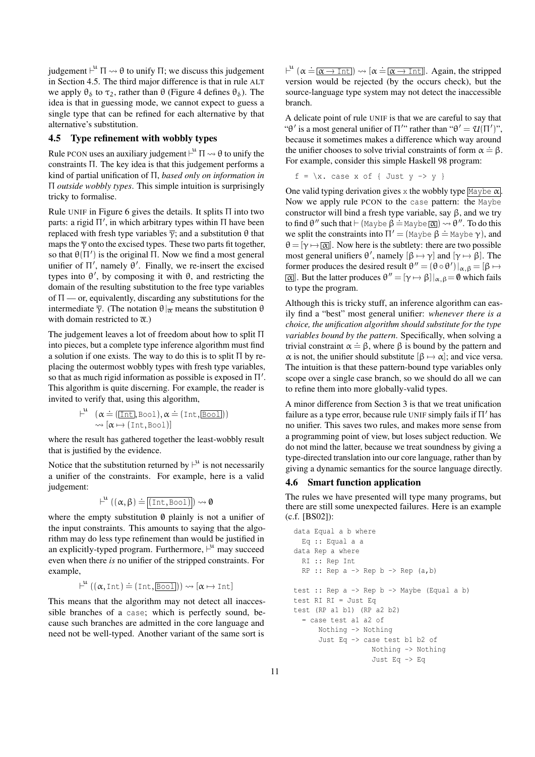judgement $\vdash^{u} \Pi \rightsquigarrow \theta$ to unify $\Pi$; we discuss this judgement in Section 4.5. The third major difference is that in rule ALT we apply $\theta_\delta$ to $\tau_2$, rather than $\theta$ (Figure 4 defines $\theta_\delta$). The idea is that in guessing mode, we cannot expect to guess a single type that can be refined for each alternative by that alternative's substitution.

## 4.5 Type refinement with wobbly types

Rule PCON uses an auxiliary judgement $\vdash^{u} \Pi \rightsquigarrow \theta$ to unify the constraints $\Pi$. The key idea is that this judgement performs a kind of partial unification of $\Pi$, *based only on information in* $\Pi$ *outside wobbly types*. This simple intuition is surprisingly tricky to formalise.

Rule UNIF in Figure 6 gives the details. It splits $\Pi$ into two parts: a rigid $\Pi'$, in which arbitrary types within $\Pi$ have been replaced with fresh type variables $\overline{\gamma}$; and a substitution $\theta$ that maps the $\overline{\gamma}$ onto the excised types. These two parts fit together, so that $\theta(\Pi')$ is the original $\Pi$. Now we find a most general unifier of $\Pi'$, namely $\theta'$. Finally, we re-insert the excised types into $\theta'$, by composing it with $\theta$, and restricting the domain of the resulting substitution to the free type variables of $\Pi$ — or, equivalently, discarding any substitutions for the intermediate $\overline{\gamma}$. (The notation $\theta|_{\overline{\alpha}}$ means the substitution $\theta$ with domain restricted to $\overline{\alpha}$.)

The judgement leaves a lot of freedom about how to split $\Pi$ into pieces, but a complete type inference algorithm must find a solution if one exists. The way to do this is to split $\Pi$ by replacing the outermost wobbly types with fresh type variables, so that as much rigid information as possible is exposed in $\Pi'$. This algorithm is quite discerning. For example, the reader is invited to verify that, using this algorithm,

$$\vdash^{u} \quad (\alpha \doteq (\boxed{\texttt{Int}}, \texttt{Bool}), \alpha \doteq (\texttt{Int}, \boxed{\texttt{Bool}})) \rightsquigarrow [\alpha \mapsto (\texttt{Int}, \texttt{Bool})]$$

where the result has gathered together the least-wobbly result that is justified by the evidence.

Notice that the substitution returned by $\vdash^{u}$ is not necessarily a unifier of the constraints. For example, here is a valid judgement:

$$\vdash^{u} ((\alpha, \beta) \doteq \boxed{(\texttt{Int}, \texttt{Bool})}) \rightsquigarrow \emptyset$$

where the empty substitution $\emptyset$ plainly is not a unifier of the input constraints. This amounts to saying that the algorithm may do less type refinement than would be justified in an explicitly-typed program. Furthermore, $\vdash^{u}$ may succeed even when there *is* no unifier of the stripped constraints. For example,

$$\vdash^{u} ((\alpha, \texttt{Int}) \doteq (\texttt{Int}, \boxed{\texttt{Bool}})) \rightsquigarrow [\alpha \mapsto \texttt{Int}]$$

This means that the algorithm may not detect all inaccessible branches of a `case`; which is perfectly sound, because such branches are admitted in the core language and need not be well-typed. Another variant of the same sort is $\vdash^{u} (\alpha \doteq \boxed{\alpha \rightarrow \texttt{Int}}) \rightsquigarrow [\alpha \doteq \boxed{\alpha \rightarrow \texttt{Int}}]$. Again, the stripped version would be rejected (by the occurs check), but the source-language type system may not detect the inaccessible branch.

A delicate point of rule UNIF is that we are careful to say that "$\theta'$ is a most general unifier of $\Pi'$" rather than "$\theta' = \mathcal{U}(\Pi')$", because it sometimes makes a difference which way around the unifier chooses to solve trivial constraints of form $\alpha \doteq \beta$. For example, consider this simple Haskell 98 program:

```
f = \x. case x of { Just y -> y }
```

One valid typing derivation gives `x` the wobbly type $\boxed{\texttt{Maybe}\ \alpha}$. Now we apply rule PCON to the `case` pattern: the `Maybe` constructor will bind a fresh type variable, say $\beta$, and we try to find $\theta''$ such that $\vdash (\texttt{Maybe}\ \beta \doteq \texttt{Maybe}\ \boxed{\alpha}) \rightsquigarrow \theta''$. To do this we split the constraints into $\Pi' = (\texttt{Maybe}\ \beta \doteq \texttt{Maybe}\ \gamma)$, and $\theta = [\gamma \mapsto \boxed{\alpha}]$. Now here is the subtlety: there are two possible most general unifiers $\theta'$, namely $[\beta \mapsto \gamma]$ and $[\gamma \mapsto \beta]$. The former produces the desired result $\theta'' = (\theta \circ \theta')|_{\alpha,\beta} = [\beta \mapsto \boxed{\alpha}]$. But the latter produces $\theta'' = [\gamma \mapsto \beta]|_{\alpha,\beta} = \emptyset$ which fails to type the program.

Although this is tricky stuff, an inference algorithm can easily find a "best" most general unifier: *whenever there is a choice, the unification algorithm should substitute for the type variables bound by the pattern*. Specifically, when solving a trivial constraint $\alpha \doteq \beta$, where $\beta$ is bound by the pattern and $\alpha$ is not, the unifier should substitute $[\beta \mapsto \alpha]$; and vice versa. The intuition is that these pattern-bound type variables only scope over a single case branch, so we should do all we can to refine them into more globally-valid types.

A minor difference from Section 3 is that we treat unification failure as a type error, because rule UNIF simply fails if $\Pi'$ has no unifier. This saves two rules, and makes more sense from a programming point of view, but loses subject reduction. We do not mind the latter, because we treat soundness by giving a type-directed translation into our core language, rather than by giving a dynamic semantics for the source language directly.

## 4.6 Smart function application

The rules we have presented will type many programs, but there are still some unexpected failures. Here is an example (c.f. [BS02]):

```
data Equal a b where
  Eq :: Equal a a
data Rep a where
  RI :: Rep Int
  RP :: Rep a -> Rep b -> Rep (a,b)

test :: Rep a -> Rep b -> Maybe (Equal a b)
test RI RI = Just Eq
test (RP a1 b1) (RP a2 b2)
  = case test a1 a2 of
      Nothing -> Nothing
      Just Eq -> case test b1 b2 of
                   Nothing -> Nothing
                   Just Eq -> Eq
```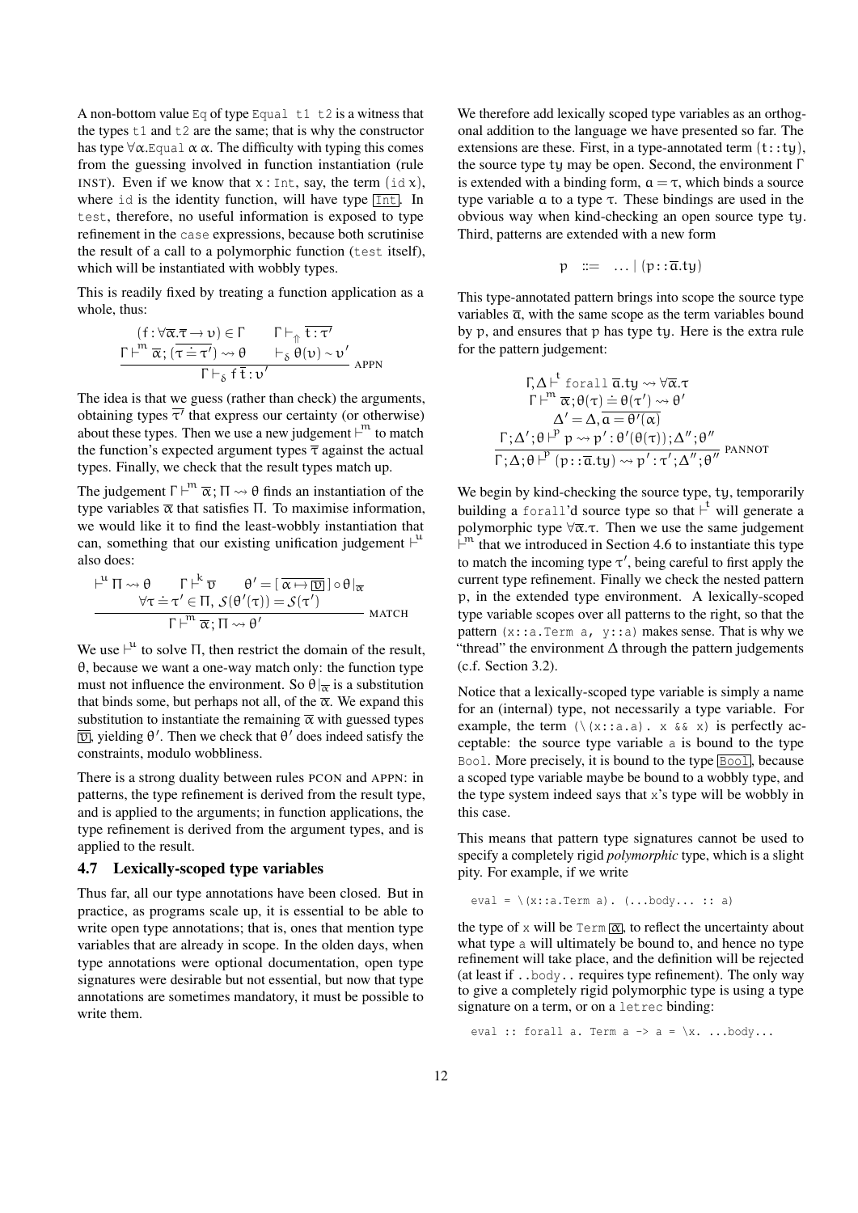A non-bottom value `Eq` of type `Equal t1 t2` is a witness that the types `t1` and `t2` are the same; that is why the constructor has type $\forall\alpha.$`Equal` $\alpha$ $\alpha$. The difficulty with typing this comes from the guessing involved in function instantiation (rule INST). Even if we know that $x$ : `Int`, say, the term (`id` $x$), where `id` is the identity function, will have type $\boxed{\texttt{Int}}$. In `test`, therefore, no useful information is exposed to type refinement in the `case` expressions, because both scrutinise the result of a call to a polymorphic function (`test` itself), which will be instantiated with wobbly types.

This is readily fixed by treating a function application as a whole, thus:

$$\frac{(f : \forall\overline{\alpha}.\overline{\tau} \rightarrow \upsilon) \in \Gamma \qquad \Gamma \vdash_{\Uparrow} \overline{t : \tau'} \qquad \Gamma \vdash^{m} \overline{\alpha}; (\overline{\tau \doteq \tau'}) \rightsquigarrow \theta \qquad \vdash_{\delta} \theta(\upsilon) \sim \upsilon'}{\Gamma \vdash_{\delta} f\,\overline{t} : \upsilon'}\ \text{APPN}$$

The idea is that we guess (rather than check) the arguments, obtaining types $\overline{\tau}'$ that express our certainty (or otherwise) about these types. Then we use a new judgement $\vdash^{m}$ to match the function's expected argument types $\overline{\tau}$ against the actual types. Finally, we check that the result types match up.

The judgement $\Gamma \vdash^{m} \overline{\alpha}; \Pi \rightsquigarrow \theta$ finds an instantiation of the type variables $\overline{\alpha}$ that satisfies $\Pi$. To maximise information, we would like it to find the least-wobbly instantiation that can, something that our existing unification judgement $\vdash^{u}$ also does:

$$\frac{\vdash^{u} \Pi \rightsquigarrow \theta \qquad \Gamma \vdash^{k} \overline{\upsilon} \qquad \theta' = [\,\overline{\alpha \mapsto \boxed{\upsilon}}\,] \circ \theta|_{\overline{\alpha}} \qquad \forall \tau \doteq \tau' \in \Pi,\ \mathcal{S}(\theta'(\tau)) = \mathcal{S}(\tau')}{\Gamma \vdash^{m} \overline{\alpha}; \Pi \rightsquigarrow \theta'}\ \text{MATCH}$$

We use $\vdash^{u}$ to solve $\Pi$, then restrict the domain of the result, $\theta$, because we want a one-way match only: the function type must not influence the environment. So $\theta|_{\overline{\alpha}}$ is a substitution that binds some, but perhaps not all, of the $\overline{\alpha}$. We expand this substitution to instantiate the remaining $\overline{\alpha}$ with guessed types $\boxed{\overline{\upsilon}}$, yielding $\theta'$. Then we check that $\theta'$ does indeed satisfy the constraints, modulo wobbliness.

There is a strong duality between rules PCON and APPN: in patterns, the type refinement is derived from the result type, and is applied to the arguments; in function applications, the type refinement is derived from the argument types, and is applied to the result.

### 4.7 Lexically-scoped type variables

Thus far, all our type annotations have been closed. But in practice, as programs scale up, it is essential to be able to write open type annotations; that is, ones that mention type variables that are already in scope. In the olden days, when type annotations were optional documentation, open type signatures were desirable but not essential, but now that type annotations are sometimes mandatory, it must be possible to write them.

We therefore add lexically scoped type variables as an orthogonal addition to the language we have presented so far. The extensions are these. First, in a type-annotated term ($t$`::`$ty$), the source type $ty$ may be open. Second, the environment $\Gamma$ is extended with a binding form, $a = \tau$, which binds a source type variable $a$ to a type $\tau$. These bindings are used in the obvious way when kind-checking an open source type $ty$. Third, patterns are extended with a new form

$$p \ ::= \ \ldots \mid (p :: \overline{a}.ty)$$

This type-annotated pattern brings into scope the source type variables $\overline{a}$, with the same scope as the term variables bound by $p$, and ensures that $p$ has type $ty$. Here is the extra rule for the pattern judgement:

$$\frac{\Gamma, \Delta \vdash^{t} \texttt{forall}\ \overline{a}.ty \rightsquigarrow \forall\overline{\alpha}.\tau \qquad \Gamma \vdash^{m} \overline{\alpha}; \theta(\tau) \doteq \theta(\tau') \rightsquigarrow \theta' \qquad \Delta' = \Delta, \overline{a = \theta'(\alpha)} \qquad \Gamma; \Delta'; \theta \vdash^{p} p \rightsquigarrow p' : \theta'(\theta(\tau)); \Delta''; \theta''}{\Gamma; \Delta; \theta \vdash^{p} (p :: \overline{a}.ty) \rightsquigarrow p' : \tau'; \Delta''; \theta''}\ \text{PANNOT}$$

We begin by kind-checking the source type, $ty$, temporarily building a `forall`'d source type so that $\vdash^{t}$ will generate a polymorphic type $\forall\overline{\alpha}.\tau$. Then we use the same judgement $\vdash^{m}$ that we introduced in Section 4.6 to instantiate this type to match the incoming type $\tau'$, being careful to first apply the current type refinement. Finally we check the nested pattern $p$, in the extended type environment. A lexically-scoped type variable scopes over all patterns to the right, so that the pattern `(x::a.Term a, y::a)` makes sense. That is why we "thread" the environment $\Delta$ through the pattern judgements (c.f. Section 3.2).

Notice that a lexically-scoped type variable is simply a name for an (internal) type, not necessarily a type variable. For example, the term `(\(x::a.a). x && x)` is perfectly acceptable: the source type variable `a` is bound to the type `Bool`. More precisely, it is bound to the type $\boxed{\texttt{Bool}}$, because a scoped type variable maybe be bound to a wobbly type, and the type system indeed says that `x`'s type will be wobbly in this case.

This means that pattern type signatures cannot be used to specify a completely rigid *polymorphic* type, which is a slight pity. For example, if we write

```
eval = \(x::a.Term a). (...body... :: a)
```

the type of `x` will be `Term` $\boxed{\alpha}$, to reflect the uncertainty about what type `a` will ultimately be bound to, and hence no type refinement will take place, and the definition will be rejected (at least if `..body..` requires type refinement). The only way to give a completely rigid polymorphic type is using a type signature on a term, or on a `letrec` binding:

```
eval :: forall a. Term a -> a = \x. ...body...
```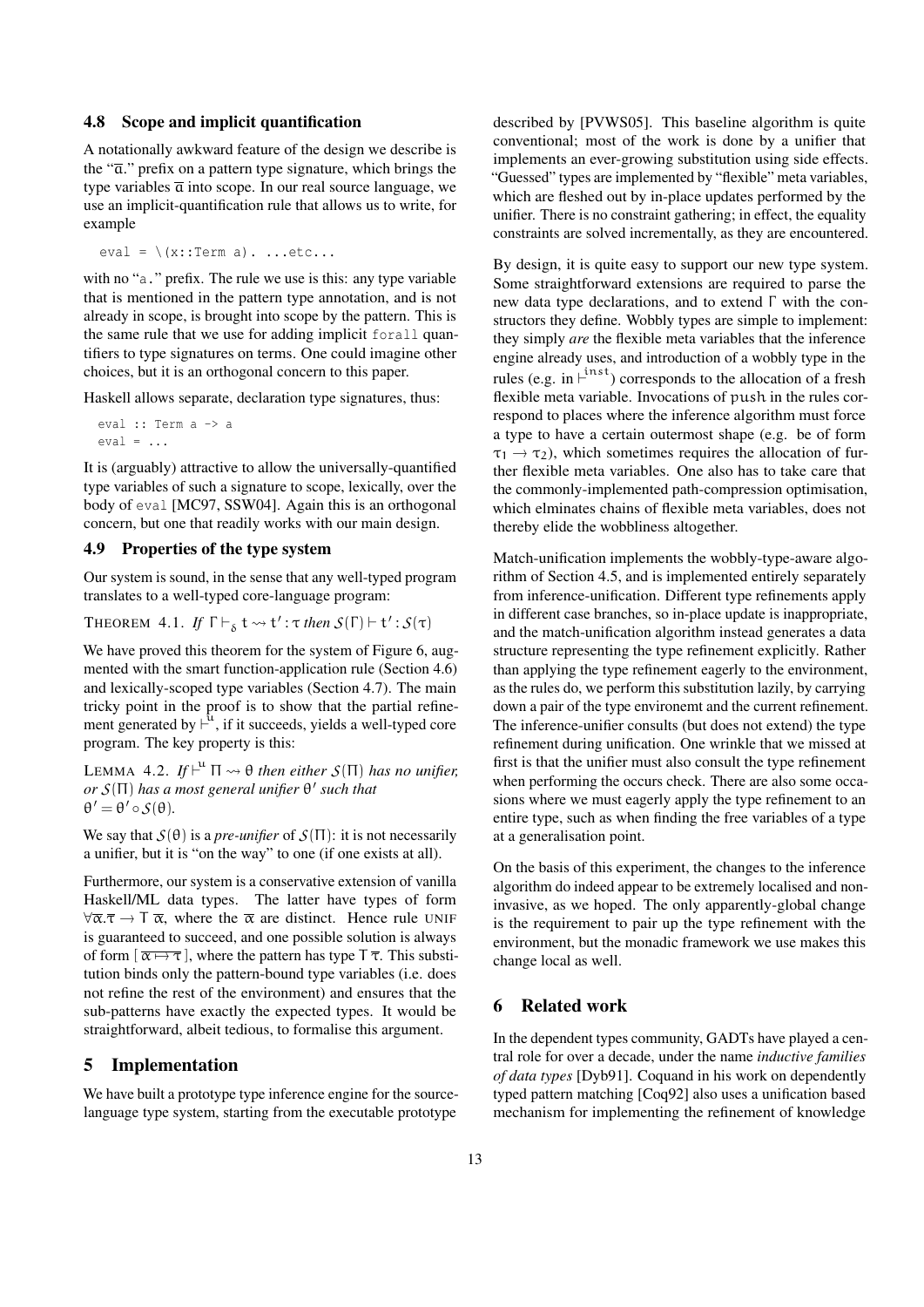### 4.8 Scope and implicit quantification

A notationally awkward feature of the design we describe is the "$\overline{a}$." prefix on a pattern type signature, which brings the type variables $\overline{a}$ into scope. In our real source language, we use an implicit-quantification rule that allows us to write, for example

```
eval = \(x::Term a). ...etc...
```

with no "a." prefix. The rule we use is this: any type variable that is mentioned in the pattern type annotation, and is not already in scope, is brought into scope by the pattern. This is the same rule that we use for adding implicit forall quantifiers to type signatures on terms. One could imagine other choices, but it is an orthogonal concern to this paper.

Haskell allows separate, declaration type signatures, thus:

```
eval :: Term a -> a
eval = ...
```

It is (arguably) attractive to allow the universally-quantified type variables of such a signature to scope, lexically, over the body of eval [MC97, SSW04]. Again this is an orthogonal concern, but one that readily works with our main design.

### 4.9 Properties of the type system

Our system is sound, in the sense that any well-typed program translates to a well-typed core-language program:

THEOREM 4.1. *If* $\Gamma \vdash_{\delta} t \rightsquigarrow t' : \tau$ *then* $\mathcal{S}(\Gamma) \vdash t' : \mathcal{S}(\tau)$

We have proved this theorem for the system of Figure 6, augmented with the smart function-application rule (Section 4.6) and lexically-scoped type variables (Section 4.7). The main tricky point in the proof is to show that the partial refinement generated by $\vdash^{u}$, if it succeeds, yields a well-typed core program. The key property is this:

LEMMA 4.2. *If* $\vdash^{u} \Pi \rightsquigarrow \theta$ *then either* $\mathcal{S}(\Pi)$ *has no unifier, or* $\mathcal{S}(\Pi)$ *has a most general unifier* $\theta'$ *such that* $\theta' = \theta' \circ \mathcal{S}(\theta)$.

We say that $\mathcal{S}(\theta)$ is a *pre-unifier* of $\mathcal{S}(\Pi)$: it is not necessarily a unifier, but it is "on the way" to one (if one exists at all).

Furthermore, our system is a conservative extension of vanilla Haskell/ML data types. The latter have types of form $\forall\overline{\alpha}.\overline{\tau} \to \mathsf{T}\ \overline{\alpha}$, where the $\overline{\alpha}$ are distinct. Hence rule UNIF is guaranteed to succeed, and one possible solution is always of form $[\,\overline{\alpha \mapsto \tau}\,]$, where the pattern has type $\mathsf{T}\ \overline{\tau}$. This substitution binds only the pattern-bound type variables (i.e. does not refine the rest of the environment) and ensures that the sub-patterns have exactly the expected types. It would be straightforward, albeit tedious, to formalise this argument.

## 5 Implementation

We have built a prototype type inference engine for the source-language type system, starting from the executable prototype described by [PVWS05]. This baseline algorithm is quite conventional; most of the work is done by a unifier that implements an ever-growing substitution using side effects. "Guessed" types are implemented by "flexible" meta variables, which are fleshed out by in-place updates performed by the unifier. There is no constraint gathering; in effect, the equality constraints are solved incrementally, as they are encountered.

By design, it is quite easy to support our new type system. Some straightforward extensions are required to parse the new data type declarations, and to extend $\Gamma$ with the constructors they define. Wobbly types are simple to implement: they simply *are* the flexible meta variables that the inference engine already uses, and introduction of a wobbly type in the rules (e.g. in $\vdash^{inst}$) corresponds to the allocation of a fresh flexible meta variable. Invocations of push in the rules correspond to places where the inference algorithm must force a type to have a certain outermost shape (e.g. be of form $\tau_1 \to \tau_2$), which sometimes requires the allocation of further flexible meta variables. One also has to take care that the commonly-implemented path-compression optimisation, which elminates chains of flexible meta variables, does not thereby elide the wobbliness altogether.

Match-unification implements the wobbly-type-aware algorithm of Section 4.5, and is implemented entirely separately from inference-unification. Different type refinements apply in different case branches, so in-place update is inappropriate, and the match-unification algorithm instead generates a data structure representing the type refinement explicitly. Rather than applying the type refinement eagerly to the environment, as the rules do, we perform this substitution lazily, by carrying down a pair of the type environemt and the current refinement. The inference-unifier consults (but does not extend) the type refinement during unification. One wrinkle that we missed at first is that the unifier must also consult the type refinement when performing the occurs check. There are also some occasions where we must eagerly apply the type refinement to an entire type, such as when finding the free variables of a type at a generalisation point.

On the basis of this experiment, the changes to the inference algorithm do indeed appear to be extremely localised and non-invasive, as we hoped. The only apparently-global change is the requirement to pair up the type refinement with the environment, but the monadic framework we use makes this change local as well.

## 6 Related work

In the dependent types community, GADTs have played a central role for over a decade, under the name *inductive families of data types* [Dyb91]. Coquand in his work on dependently typed pattern matching [Coq92] also uses a unification based mechanism for implementing the refinement of knowledge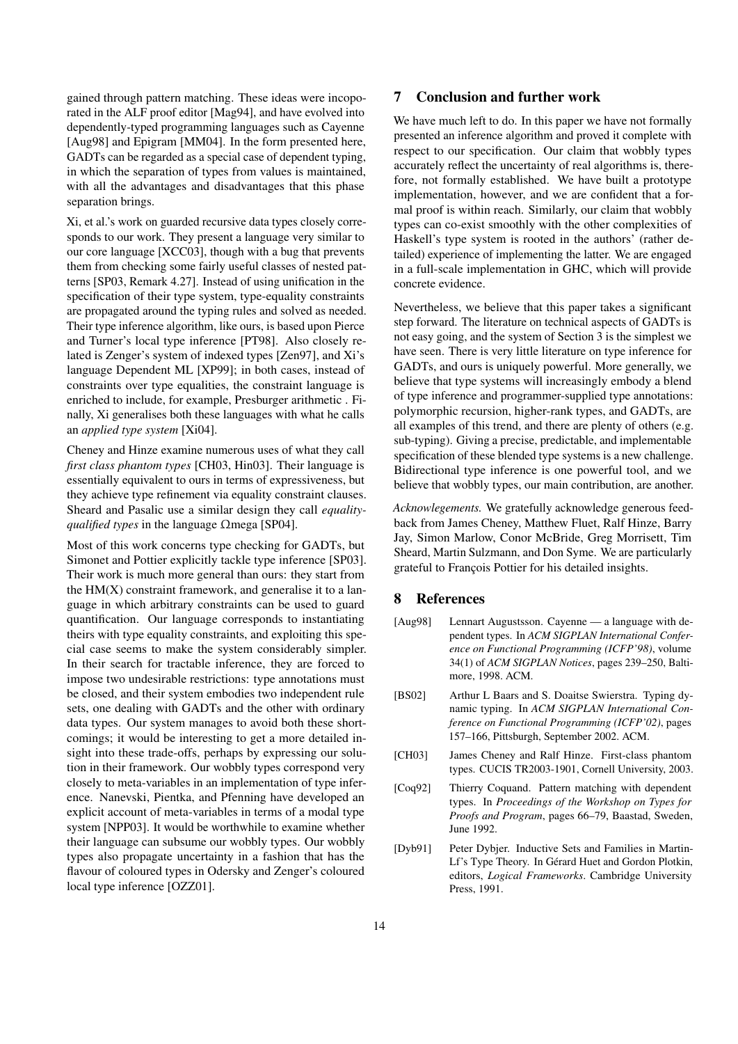gained through pattern matching. These ideas were incoporated in the ALF proof editor [Mag94], and have evolved into dependently-typed programming languages such as Cayenne [Aug98] and Epigram [MM04]. In the form presented here, GADTs can be regarded as a special case of dependent typing, in which the separation of types from values is maintained, with all the advantages and disadvantages that this phase separation brings.

Xi, et al.'s work on guarded recursive data types closely corresponds to our work. They present a language very similar to our core language [XCC03], though with a bug that prevents them from checking some fairly useful classes of nested patterns [SP03, Remark 4.27]. Instead of using unification in the specification of their type system, type-equality constraints are propagated around the typing rules and solved as needed. Their type inference algorithm, like ours, is based upon Pierce and Turner's local type inference [PT98]. Also closely related is Zenger's system of indexed types [Zen97], and Xi's language Dependent ML [XP99]; in both cases, instead of constraints over type equalities, the constraint language is enriched to include, for example, Presburger arithmetic . Finally, Xi generalises both these languages with what he calls an *applied type system* [Xi04].

Cheney and Hinze examine numerous uses of what they call *first class phantom types* [CH03, Hin03]. Their language is essentially equivalent to ours in terms of expressiveness, but they achieve type refinement via equality constraint clauses. Sheard and Pasalic use a similar design they call *equality-qualified types* in the language Ωmega [SP04].

Most of this work concerns type checking for GADTs, but Simonet and Pottier explicitly tackle type inference [SP03]. Their work is much more general than ours: they start from the HM(X) constraint framework, and generalise it to a language in which arbitrary constraints can be used to guard quantification. Our language corresponds to instantiating theirs with type equality constraints, and exploiting this special case seems to make the system considerably simpler. In their search for tractable inference, they are forced to impose two undesirable restrictions: type annotations must be closed, and their system embodies two independent rule sets, one dealing with GADTs and the other with ordinary data types. Our system manages to avoid both these shortcomings; it would be interesting to get a more detailed insight into these trade-offs, perhaps by expressing our solution in their framework. Our wobbly types correspond very closely to meta-variables in an implementation of type inference. Nanevski, Pientka, and Pfenning have developed an explicit account of meta-variables in terms of a modal type system [NPP03]. It would be worthwhile to examine whether their language can subsume our wobbly types. Our wobbly types also propagate uncertainty in a fashion that has the flavour of coloured types in Odersky and Zenger's coloured local type inference [OZZ01].

## 7 Conclusion and further work

We have much left to do. In this paper we have not formally presented an inference algorithm and proved it complete with respect to our specification. Our claim that wobbly types accurately reflect the uncertainty of real algorithms is, therefore, not formally established. We have built a prototype implementation, however, and we are confident that a formal proof is within reach. Similarly, our claim that wobbly types can co-exist smoothly with the other complexities of Haskell's type system is rooted in the authors' (rather detailed) experience of implementing the latter. We are engaged in a full-scale implementation in GHC, which will provide concrete evidence.

Nevertheless, we believe that this paper takes a significant step forward. The literature on technical aspects of GADTs is not easy going, and the system of Section 3 is the simplest we have seen. There is very little literature on type inference for GADTs, and ours is uniquely powerful. More generally, we believe that type systems will increasingly embody a blend of type inference and programmer-supplied type annotations: polymorphic recursion, higher-rank types, and GADTs, are all examples of this trend, and there are plenty of others (e.g. sub-typing). Giving a precise, predictable, and implementable specification of these blended type systems is a new challenge. Bidirectional type inference is one powerful tool, and we believe that wobbly types, our main contribution, are another.

*Acknowlegements.* We gratefully acknowledge generous feedback from James Cheney, Matthew Fluet, Ralf Hinze, Barry Jay, Simon Marlow, Conor McBride, Greg Morrisett, Tim Sheard, Martin Sulzmann, and Don Syme. We are particularly grateful to François Pottier for his detailed insights.

## 8 References

[Aug98] Lennart Augustsson. Cayenne — a language with dependent types. In *ACM SIGPLAN International Conference on Functional Programming (ICFP'98)*, volume 34(1) of *ACM SIGPLAN Notices*, pages 239–250, Baltimore, 1998. ACM.

[BS02] Arthur L Baars and S. Doaitse Swierstra. Typing dynamic typing. In *ACM SIGPLAN International Conference on Functional Programming (ICFP'02)*, pages 157–166, Pittsburgh, September 2002. ACM.

[CH03] James Cheney and Ralf Hinze. First-class phantom types. CUCIS TR2003-1901, Cornell University, 2003.

[Coq92] Thierry Coquand. Pattern matching with dependent types. In *Proceedings of the Workshop on Types for Proofs and Program*, pages 66–79, Baastad, Sweden, June 1992.

[Dyb91] Peter Dybjer. Inductive Sets and Families in Martin-Lf's Type Theory. In Gérard Huet and Gordon Plotkin, editors, *Logical Frameworks*. Cambridge University Press, 1991.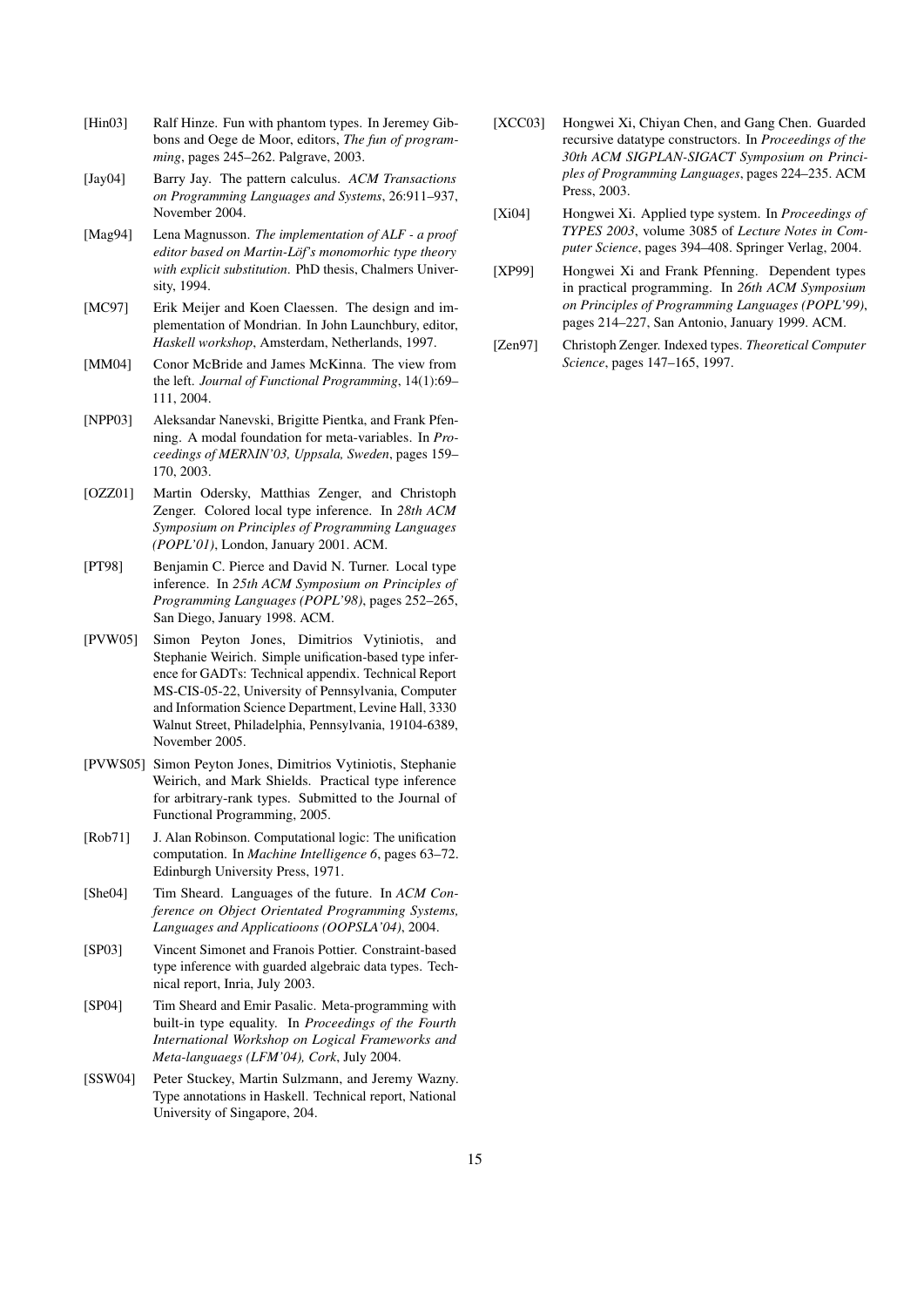[Hin03] Ralf Hinze. Fun with phantom types. In Jeremey Gibbons and Oege de Moor, editors, *The fun of programming*, pages 245–262. Palgrave, 2003.

[Jay04] Barry Jay. The pattern calculus. *ACM Transactions on Programming Languages and Systems*, 26:911–937, November 2004.

[Mag94] Lena Magnusson. *The implementation of ALF - a proof editor based on Martin-Löf's monomorhic type theory with explicit substitution*. PhD thesis, Chalmers University, 1994.

[MC97] Erik Meijer and Koen Claessen. The design and implementation of Mondrian. In John Launchbury, editor, *Haskell workshop*, Amsterdam, Netherlands, 1997.

[MM04] Conor McBride and James McKinna. The view from the left. *Journal of Functional Programming*, 14(1):69–111, 2004.

[NPP03] Aleksandar Nanevski, Brigitte Pientka, and Frank Pfenning. A modal foundation for meta-variables. In *Proceedings of MERλIN'03, Uppsala, Sweden*, pages 159–170, 2003.

[OZZ01] Martin Odersky, Matthias Zenger, and Christoph Zenger. Colored local type inference. In *28th ACM Symposium on Principles of Programming Languages (POPL'01)*, London, January 2001. ACM.

[PT98] Benjamin C. Pierce and David N. Turner. Local type inference. In *25th ACM Symposium on Principles of Programming Languages (POPL'98)*, pages 252–265, San Diego, January 1998. ACM.

[PVW05] Simon Peyton Jones, Dimitrios Vytiniotis, and Stephanie Weirich. Simple unification-based type inference for GADTs: Technical appendix. Technical Report MS-CIS-05-22, University of Pennsylvania, Computer and Information Science Department, Levine Hall, 3330 Walnut Street, Philadelphia, Pennsylvania, 19104-6389, November 2005.

[PVWS05] Simon Peyton Jones, Dimitrios Vytiniotis, Stephanie Weirich, and Mark Shields. Practical type inference for arbitrary-rank types. Submitted to the Journal of Functional Programming, 2005.

[Rob71] J. Alan Robinson. Computational logic: The unification computation. In *Machine Intelligence 6*, pages 63–72. Edinburgh University Press, 1971.

[She04] Tim Sheard. Languages of the future. In *ACM Conference on Object Orientated Programming Systems, Languages and Applicatioons (OOPSLA'04)*, 2004.

[SP03] Vincent Simonet and Franois Pottier. Constraint-based type inference with guarded algebraic data types. Technical report, Inria, July 2003.

[SP04] Tim Sheard and Emir Pasalic. Meta-programming with built-in type equality. In *Proceedings of the Fourth International Workshop on Logical Frameworks and Meta-languaegs (LFM'04), Cork*, July 2004.

[SSW04] Peter Stuckey, Martin Sulzmann, and Jeremy Wazny. Type annotations in Haskell. Technical report, National University of Singapore, 204.

[XCC03] Hongwei Xi, Chiyan Chen, and Gang Chen. Guarded recursive datatype constructors. In *Proceedings of the 30th ACM SIGPLAN-SIGACT Symposium on Principles of Programming Languages*, pages 224–235. ACM Press, 2003.

[Xi04] Hongwei Xi. Applied type system. In *Proceedings of TYPES 2003*, volume 3085 of *Lecture Notes in Computer Science*, pages 394–408. Springer Verlag, 2004.

[XP99] Hongwei Xi and Frank Pfenning. Dependent types in practical programming. In *26th ACM Symposium on Principles of Programming Languages (POPL'99)*, pages 214–227, San Antonio, January 1999. ACM.

[Zen97] Christoph Zenger. Indexed types. *Theoretical Computer Science*, pages 147–165, 1997.